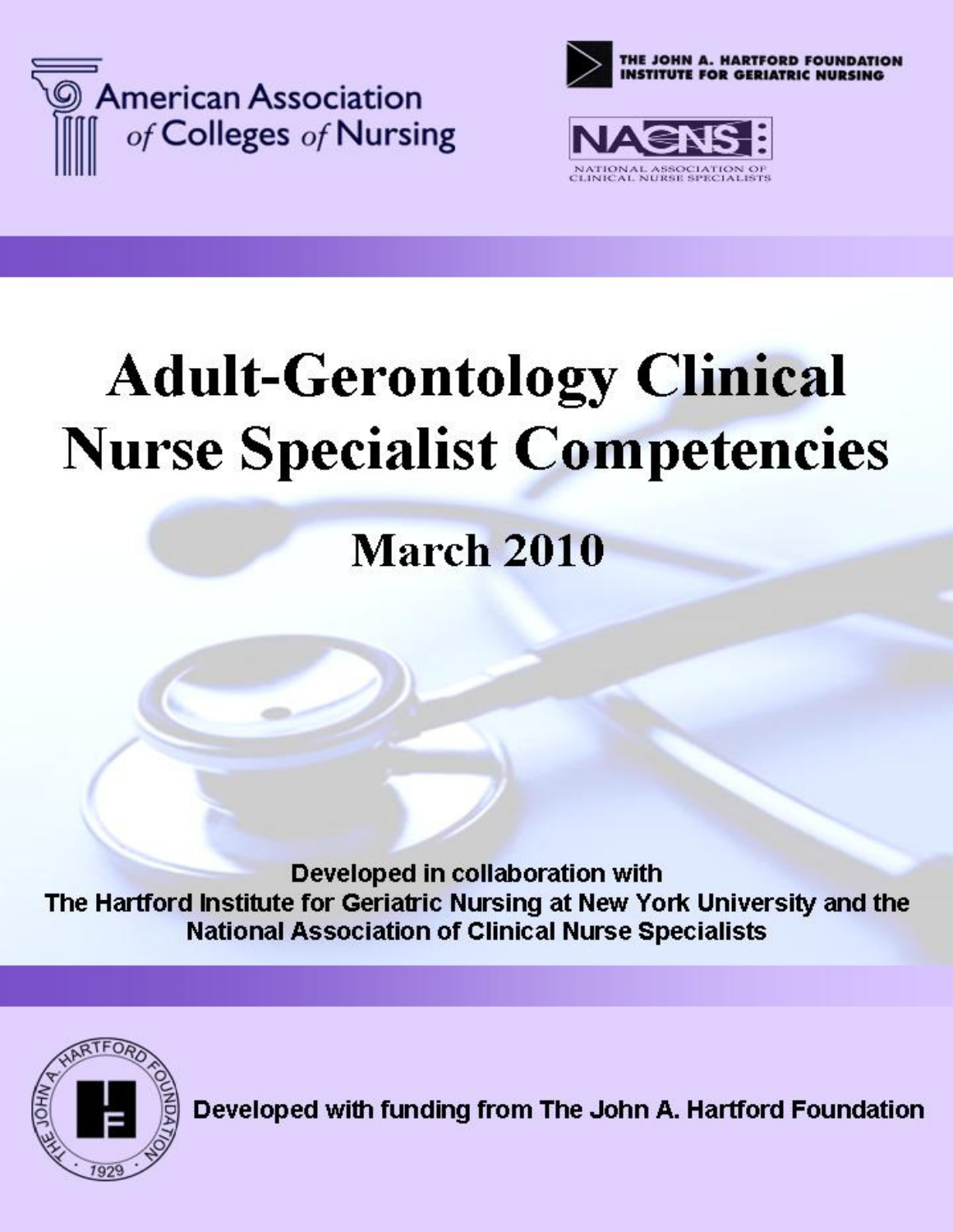American Association of Colleges of Nursing

THE JOHN A. HARTFORD FOUNDATION INSTITUTE FOR GERIATRIC NURSING

NACNS

NATIONAL ASSOCIATION OF CLINICAL NURSE SPECIALISTS

# Adult-Gerontology Clinical Nurse Specialist Competencies

## March 2010

**Developed in collaboration with The Hartford Institute for Geriatric Nursing at New York University and the National Association of Clinical Nurse Specialists**

THE JOHN A. HARTFORD FOUNDATION · 1929

**Developed with funding from The John A. Hartford Foundation**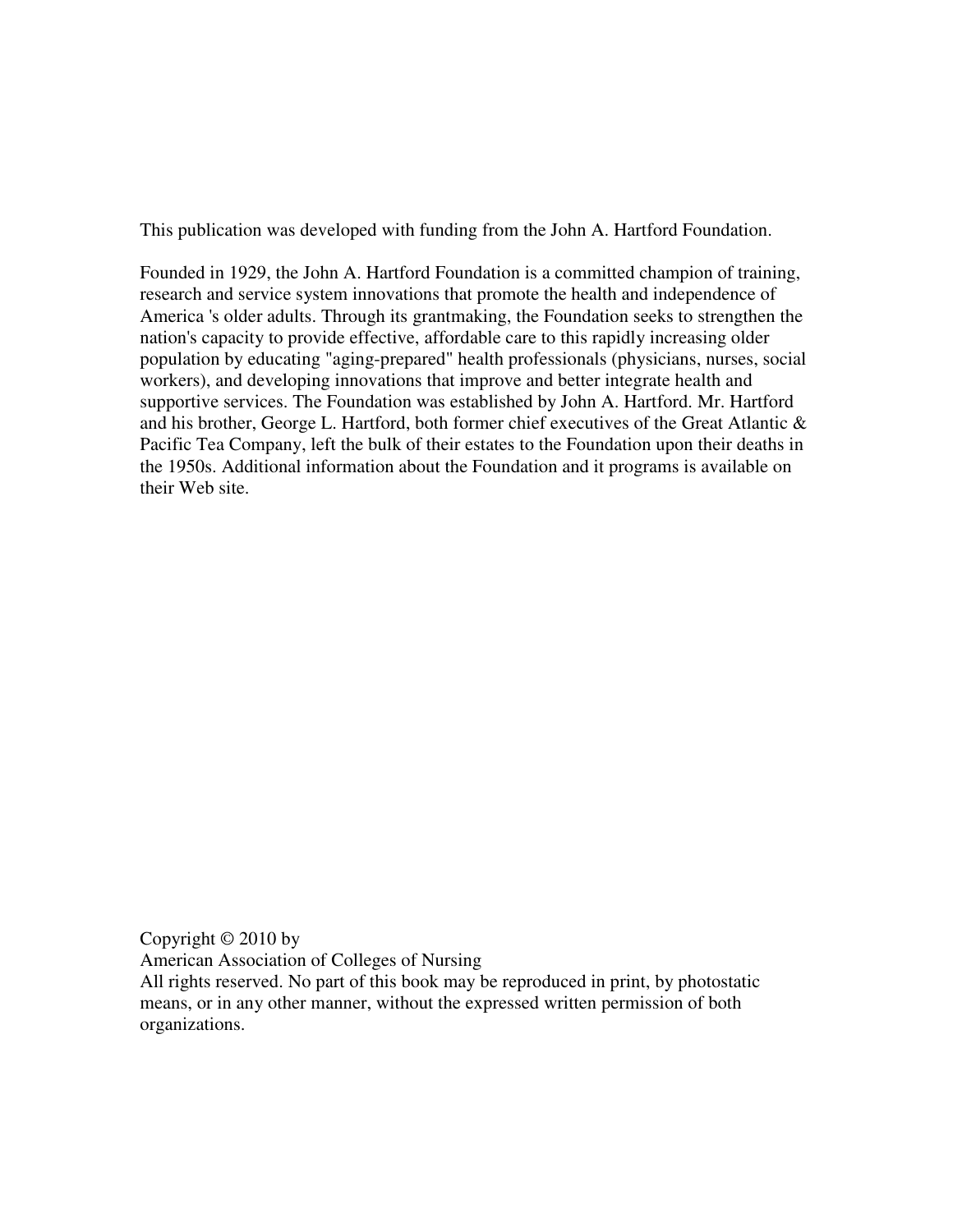This publication was developed with funding from the John A. Hartford Foundation.

Founded in 1929, the John A. Hartford Foundation is a committed champion of training, research and service system innovations that promote the health and independence of America 's older adults. Through its grantmaking, the Foundation seeks to strengthen the nation's capacity to provide effective, affordable care to this rapidly increasing older population by educating "aging-prepared" health professionals (physicians, nurses, social workers), and developing innovations that improve and better integrate health and supportive services. The Foundation was established by John A. Hartford. Mr. Hartford and his brother, George L. Hartford, both former chief executives of the Great Atlantic & Pacific Tea Company, left the bulk of their estates to the Foundation upon their deaths in the 1950s. Additional information about the Foundation and it programs is available on their Web site.

Copyright © 2010 by
American Association of Colleges of Nursing
All rights reserved. No part of this book may be reproduced in print, by photostatic means, or in any other manner, without the expressed written permission of both organizations.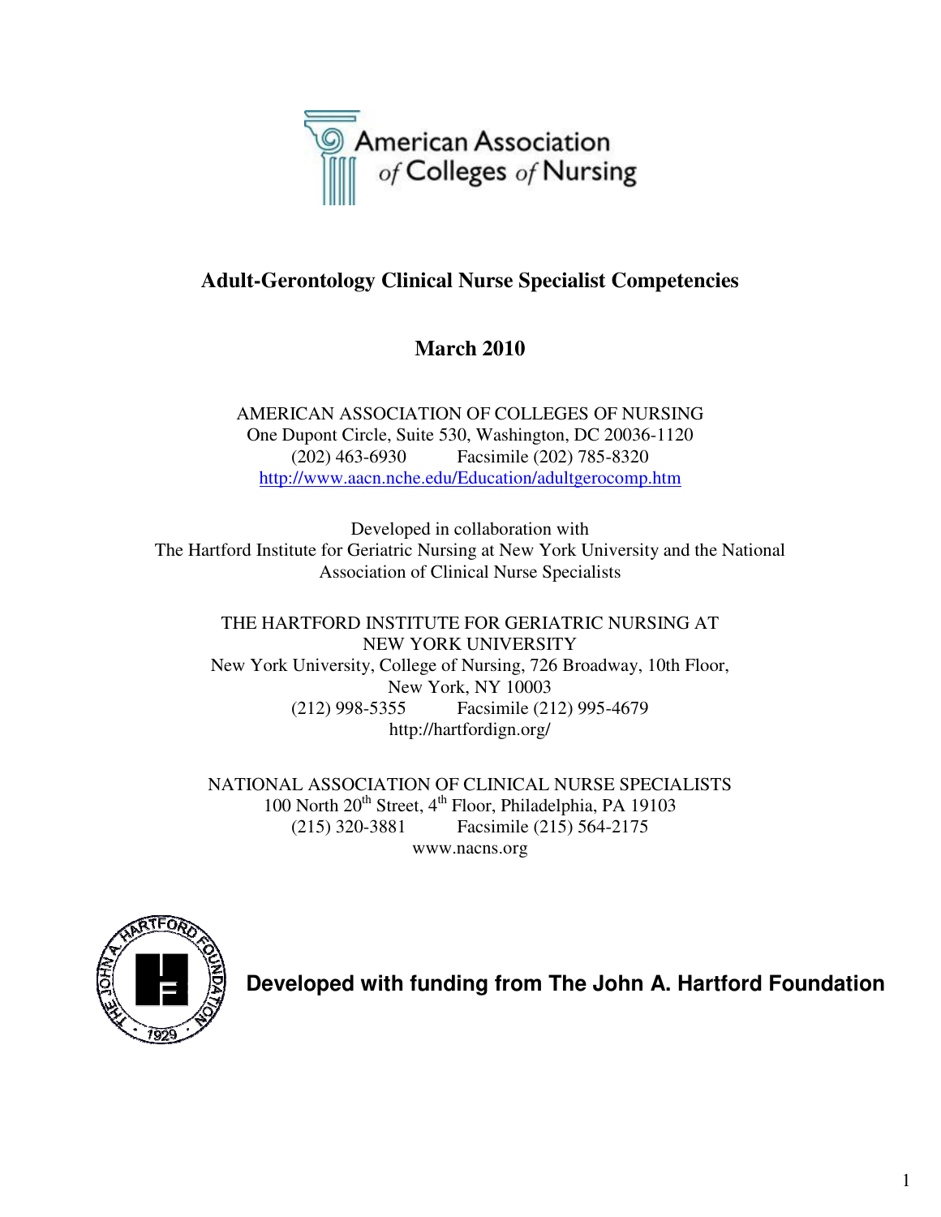American Association of Colleges of Nursing

# Adult-Gerontology Clinical Nurse Specialist Competencies

## March 2010

AMERICAN ASSOCIATION OF COLLEGES OF NURSING
One Dupont Circle, Suite 530, Washington, DC 20036-1120
(202) 463-6930 Facsimile (202) 785-8320
http://www.aacn.nche.edu/Education/adultgerocomp.htm

Developed in collaboration with
The Hartford Institute for Geriatric Nursing at New York University and the National Association of Clinical Nurse Specialists

THE HARTFORD INSTITUTE FOR GERIATRIC NURSING AT NEW YORK UNIVERSITY
New York University, College of Nursing, 726 Broadway, 10th Floor,
New York, NY 10003
(212) 998-5355 Facsimile (212) 995-4679
http://hartfordign.org/

NATIONAL ASSOCIATION OF CLINICAL NURSE SPECIALISTS
100 North 20th Street, 4th Floor, Philadelphia, PA 19103
(215) 320-3881 Facsimile (215) 564-2175
www.nacns.org

**Developed with funding from The John A. Hartford Foundation**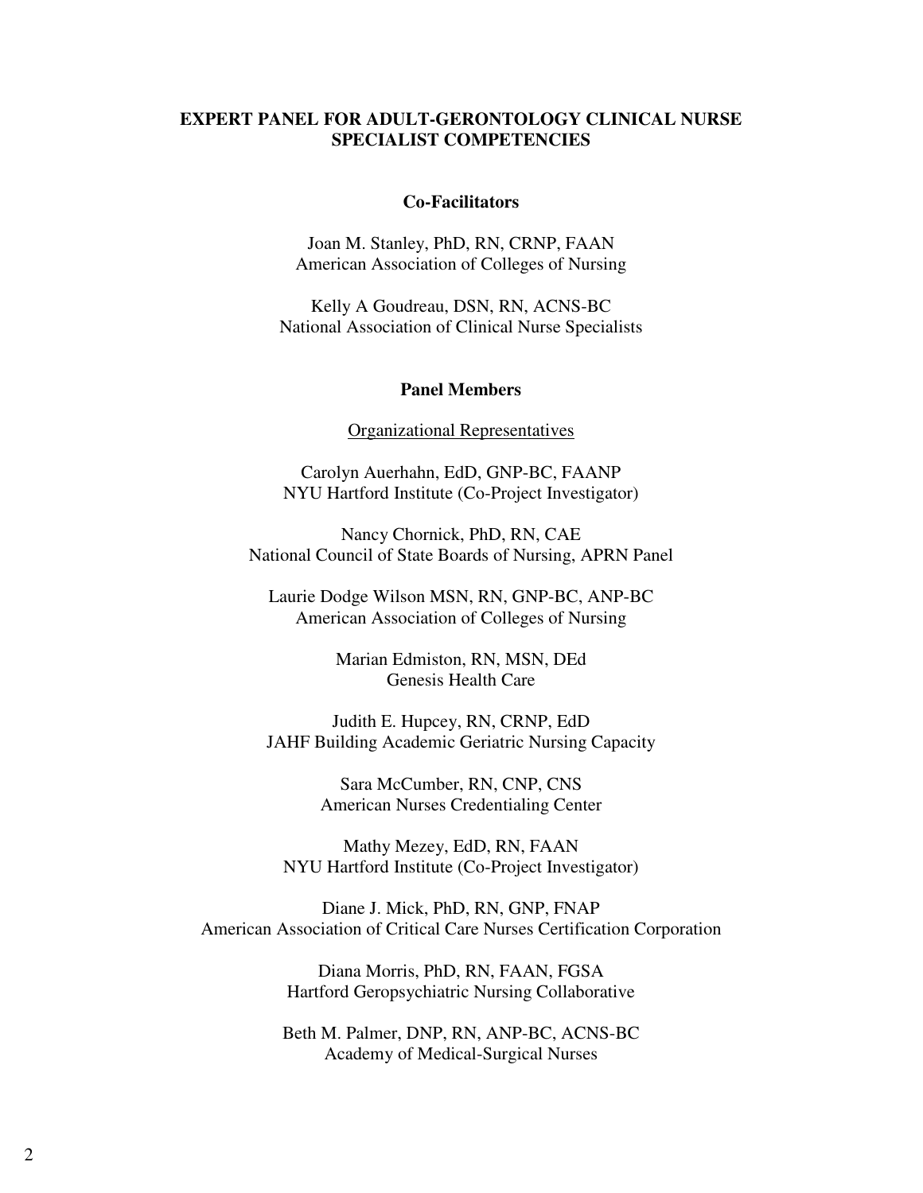# EXPERT PANEL FOR ADULT-GERONTOLOGY CLINICAL NURSE SPECIALIST COMPETENCIES

## Co-Facilitators

Joan M. Stanley, PhD, RN, CRNP, FAAN
American Association of Colleges of Nursing

Kelly A Goudreau, DSN, RN, ACNS-BC
National Association of Clinical Nurse Specialists

## Panel Members

Organizational Representatives

Carolyn Auerhahn, EdD, GNP-BC, FAANP
NYU Hartford Institute (Co-Project Investigator)

Nancy Chornick, PhD, RN, CAE
National Council of State Boards of Nursing, APRN Panel

Laurie Dodge Wilson MSN, RN, GNP-BC, ANP-BC
American Association of Colleges of Nursing

Marian Edmiston, RN, MSN, DEd
Genesis Health Care

Judith E. Hupcey, RN, CRNP, EdD
JAHF Building Academic Geriatric Nursing Capacity

Sara McCumber, RN, CNP, CNS
American Nurses Credentialing Center

Mathy Mezey, EdD, RN, FAAN
NYU Hartford Institute (Co-Project Investigator)

Diane J. Mick, PhD, RN, GNP, FNAP
American Association of Critical Care Nurses Certification Corporation

Diana Morris, PhD, RN, FAAN, FGSA
Hartford Geropsychiatric Nursing Collaborative

Beth M. Palmer, DNP, RN, ANP-BC, ACNS-BC
Academy of Medical-Surgical Nurses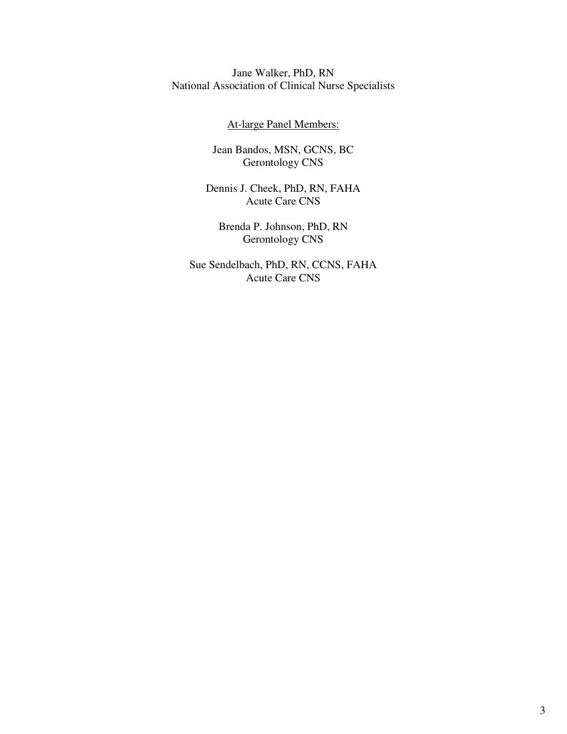Jane Walker, PhD, RN
National Association of Clinical Nurse Specialists

At-large Panel Members:

Jean Bandos, MSN, GCNS, BC
Gerontology CNS

Dennis J. Cheek, PhD, RN, FAHA
Acute Care CNS

Brenda P. Johnson, PhD, RN
Gerontology CNS

Sue Sendelbach, PhD, RN, CCNS, FAHA
Acute Care CNS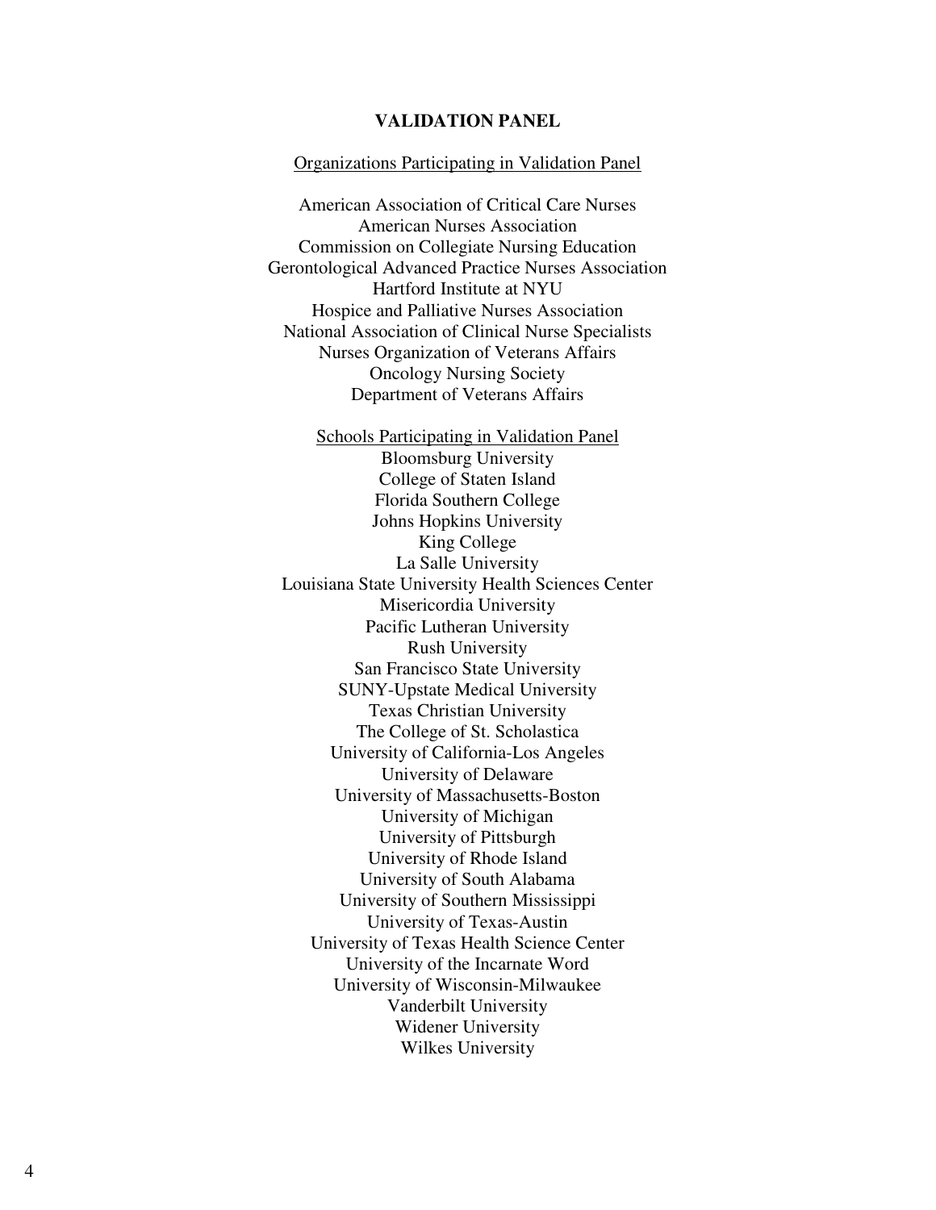## VALIDATION PANEL

### Organizations Participating in Validation Panel

American Association of Critical Care Nurses
American Nurses Association
Commission on Collegiate Nursing Education
Gerontological Advanced Practice Nurses Association
Hartford Institute at NYU
Hospice and Palliative Nurses Association
National Association of Clinical Nurse Specialists
Nurses Organization of Veterans Affairs
Oncology Nursing Society
Department of Veterans Affairs

### Schools Participating in Validation Panel

Bloomsburg University
College of Staten Island
Florida Southern College
Johns Hopkins University
King College
La Salle University
Louisiana State University Health Sciences Center
Misericordia University
Pacific Lutheran University
Rush University
San Francisco State University
SUNY-Upstate Medical University
Texas Christian University
The College of St. Scholastica
University of California-Los Angeles
University of Delaware
University of Massachusetts-Boston
University of Michigan
University of Pittsburgh
University of Rhode Island
University of South Alabama
University of Southern Mississippi
University of Texas-Austin
University of Texas Health Science Center
University of the Incarnate Word
University of Wisconsin-Milwaukee
Vanderbilt University
Widener University
Wilkes University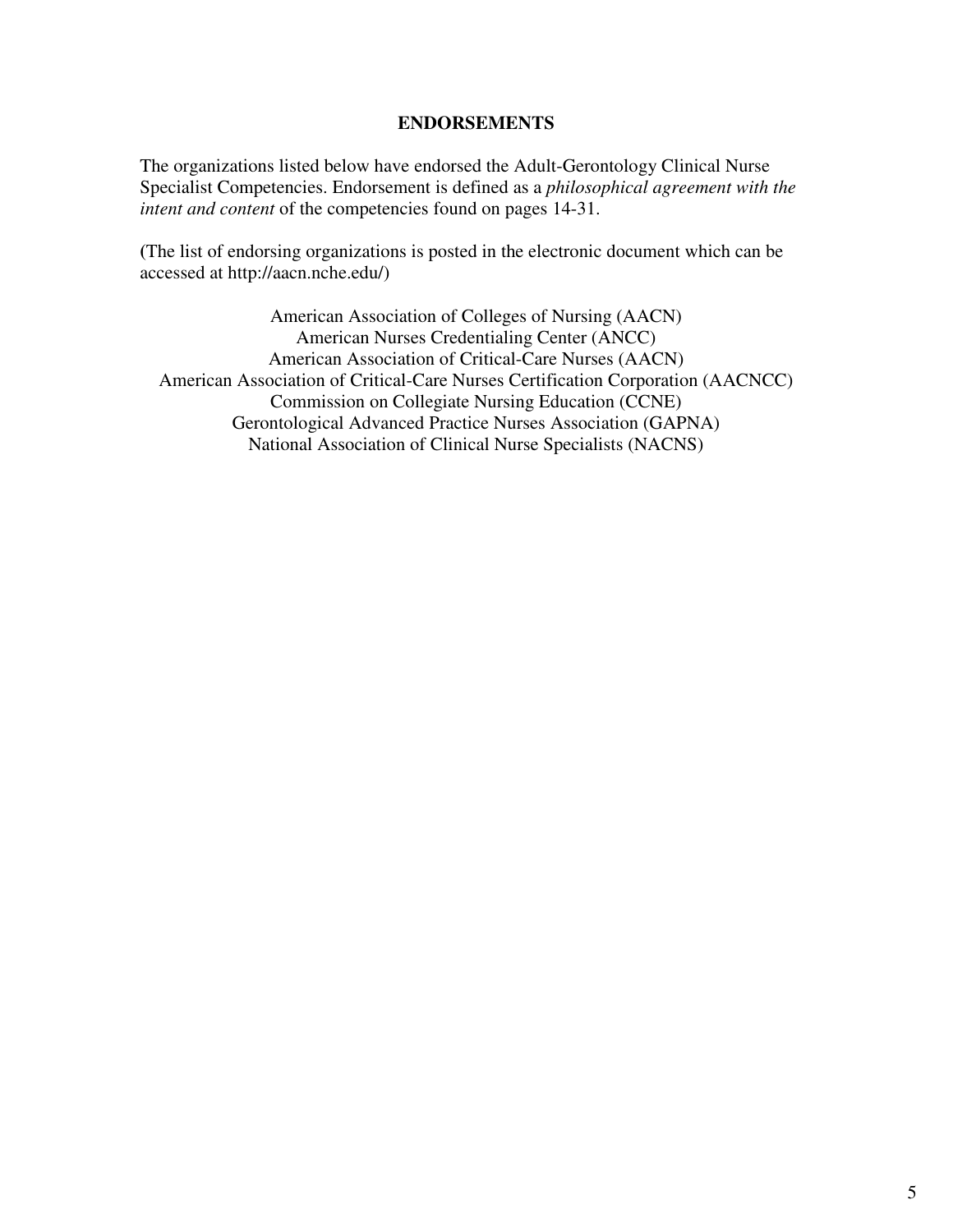## ENDORSEMENTS

The organizations listed below have endorsed the Adult-Gerontology Clinical Nurse Specialist Competencies. Endorsement is defined as a *philosophical agreement with the intent and content* of the competencies found on pages 14-31.

(The list of endorsing organizations is posted in the electronic document which can be accessed at http://aacn.nche.edu/)

American Association of Colleges of Nursing (AACN)
American Nurses Credentialing Center (ANCC)
American Association of Critical-Care Nurses (AACN)
American Association of Critical-Care Nurses Certification Corporation (AACNCC)
Commission on Collegiate Nursing Education (CCNE)
Gerontological Advanced Practice Nurses Association (GAPNA)
National Association of Clinical Nurse Specialists (NACNS)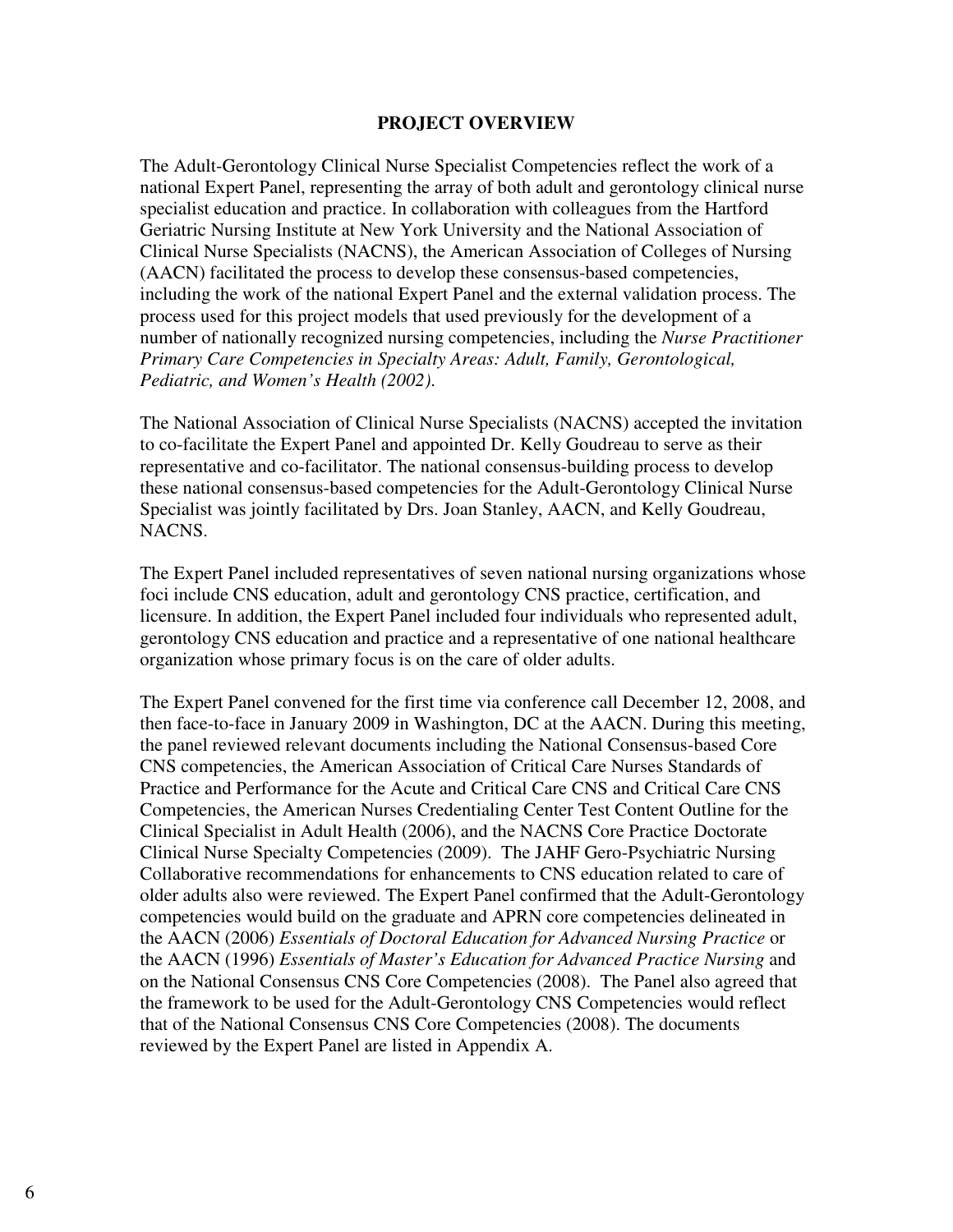## PROJECT OVERVIEW

The Adult-Gerontology Clinical Nurse Specialist Competencies reflect the work of a national Expert Panel, representing the array of both adult and gerontology clinical nurse specialist education and practice. In collaboration with colleagues from the Hartford Geriatric Nursing Institute at New York University and the National Association of Clinical Nurse Specialists (NACNS), the American Association of Colleges of Nursing (AACN) facilitated the process to develop these consensus-based competencies, including the work of the national Expert Panel and the external validation process. The process used for this project models that used previously for the development of a number of nationally recognized nursing competencies, including the *Nurse Practitioner Primary Care Competencies in Specialty Areas: Adult, Family, Gerontological, Pediatric, and Women's Health (2002).*

The National Association of Clinical Nurse Specialists (NACNS) accepted the invitation to co-facilitate the Expert Panel and appointed Dr. Kelly Goudreau to serve as their representative and co-facilitator. The national consensus-building process to develop these national consensus-based competencies for the Adult-Gerontology Clinical Nurse Specialist was jointly facilitated by Drs. Joan Stanley, AACN, and Kelly Goudreau, NACNS.

The Expert Panel included representatives of seven national nursing organizations whose foci include CNS education, adult and gerontology CNS practice, certification, and licensure. In addition, the Expert Panel included four individuals who represented adult, gerontology CNS education and practice and a representative of one national healthcare organization whose primary focus is on the care of older adults.

The Expert Panel convened for the first time via conference call December 12, 2008, and then face-to-face in January 2009 in Washington, DC at the AACN. During this meeting, the panel reviewed relevant documents including the National Consensus-based Core CNS competencies, the American Association of Critical Care Nurses Standards of Practice and Performance for the Acute and Critical Care CNS and Critical Care CNS Competencies, the American Nurses Credentialing Center Test Content Outline for the Clinical Specialist in Adult Health (2006), and the NACNS Core Practice Doctorate Clinical Nurse Specialty Competencies (2009). The JAHF Gero-Psychiatric Nursing Collaborative recommendations for enhancements to CNS education related to care of older adults also were reviewed. The Expert Panel confirmed that the Adult-Gerontology competencies would build on the graduate and APRN core competencies delineated in the AACN (2006) *Essentials of Doctoral Education for Advanced Nursing Practice* or the AACN (1996) *Essentials of Master's Education for Advanced Practice Nursing* and on the National Consensus CNS Core Competencies (2008). The Panel also agreed that the framework to be used for the Adult-Gerontology CNS Competencies would reflect that of the National Consensus CNS Core Competencies (2008). The documents reviewed by the Expert Panel are listed in Appendix A.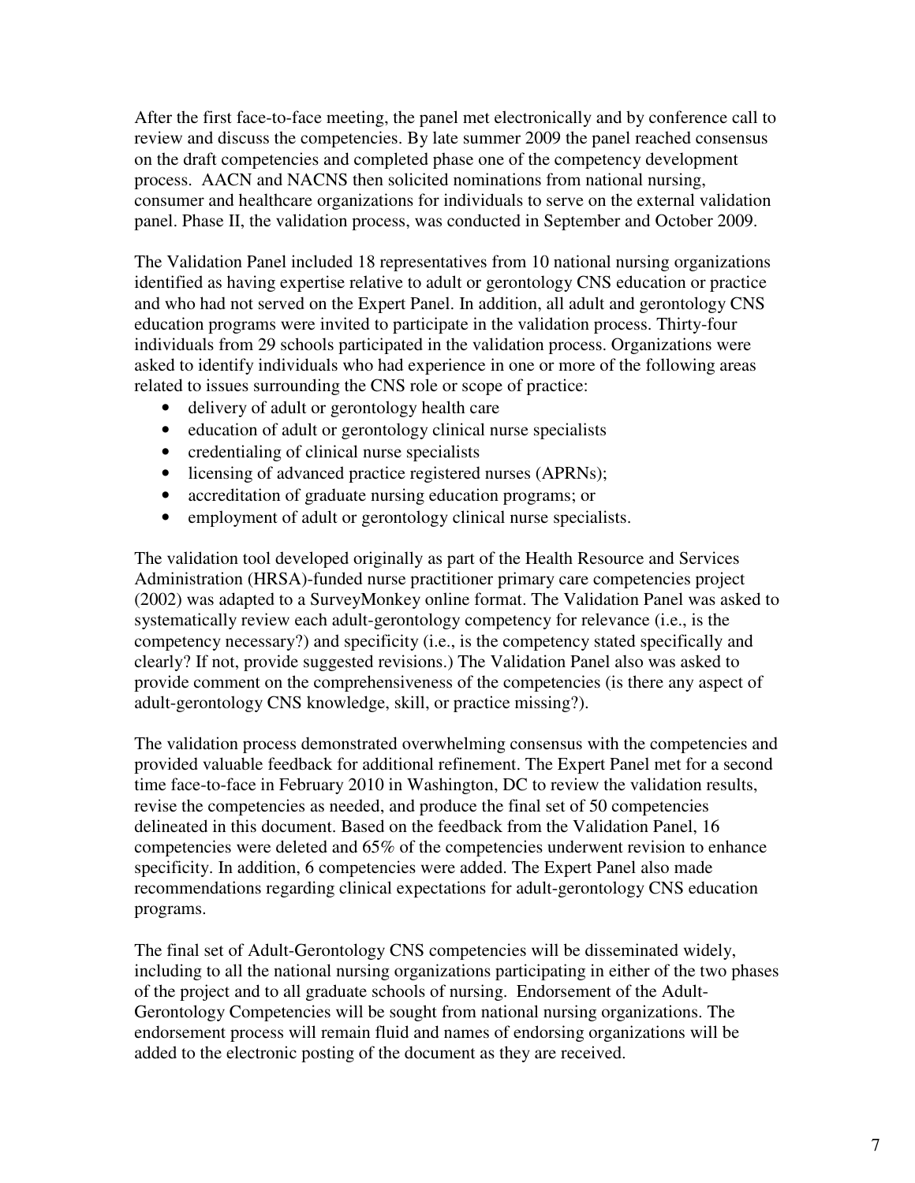After the first face-to-face meeting, the panel met electronically and by conference call to review and discuss the competencies. By late summer 2009 the panel reached consensus on the draft competencies and completed phase one of the competency development process. AACN and NACNS then solicited nominations from national nursing, consumer and healthcare organizations for individuals to serve on the external validation panel. Phase II, the validation process, was conducted in September and October 2009.

The Validation Panel included 18 representatives from 10 national nursing organizations identified as having expertise relative to adult or gerontology CNS education or practice and who had not served on the Expert Panel. In addition, all adult and gerontology CNS education programs were invited to participate in the validation process. Thirty-four individuals from 29 schools participated in the validation process. Organizations were asked to identify individuals who had experience in one or more of the following areas related to issues surrounding the CNS role or scope of practice:

- delivery of adult or gerontology health care
- education of adult or gerontology clinical nurse specialists
- credentialing of clinical nurse specialists
- licensing of advanced practice registered nurses (APRNs);
- accreditation of graduate nursing education programs; or
- employment of adult or gerontology clinical nurse specialists.

The validation tool developed originally as part of the Health Resource and Services Administration (HRSA)-funded nurse practitioner primary care competencies project (2002) was adapted to a SurveyMonkey online format. The Validation Panel was asked to systematically review each adult-gerontology competency for relevance (i.e., is the competency necessary?) and specificity (i.e., is the competency stated specifically and clearly? If not, provide suggested revisions.) The Validation Panel also was asked to provide comment on the comprehensiveness of the competencies (is there any aspect of adult-gerontology CNS knowledge, skill, or practice missing?).

The validation process demonstrated overwhelming consensus with the competencies and provided valuable feedback for additional refinement. The Expert Panel met for a second time face-to-face in February 2010 in Washington, DC to review the validation results, revise the competencies as needed, and produce the final set of 50 competencies delineated in this document. Based on the feedback from the Validation Panel, 16 competencies were deleted and 65% of the competencies underwent revision to enhance specificity. In addition, 6 competencies were added. The Expert Panel also made recommendations regarding clinical expectations for adult-gerontology CNS education programs.

The final set of Adult-Gerontology CNS competencies will be disseminated widely, including to all the national nursing organizations participating in either of the two phases of the project and to all graduate schools of nursing. Endorsement of the Adult-Gerontology Competencies will be sought from national nursing organizations. The endorsement process will remain fluid and names of endorsing organizations will be added to the electronic posting of the document as they are received.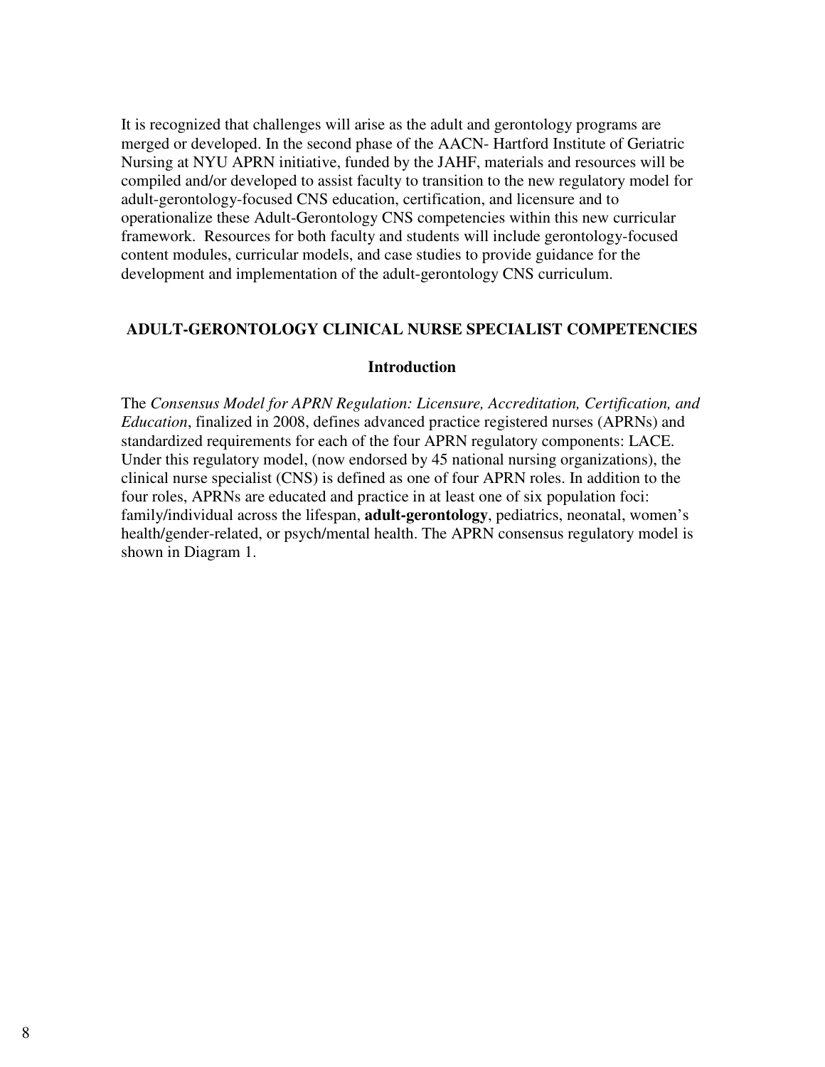It is recognized that challenges will arise as the adult and gerontology programs are merged or developed. In the second phase of the AACN- Hartford Institute of Geriatric Nursing at NYU APRN initiative, funded by the JAHF, materials and resources will be compiled and/or developed to assist faculty to transition to the new regulatory model for adult-gerontology-focused CNS education, certification, and licensure and to operationalize these Adult-Gerontology CNS competencies within this new curricular framework. Resources for both faculty and students will include gerontology-focused content modules, curricular models, and case studies to provide guidance for the development and implementation of the adult-gerontology CNS curriculum.

## ADULT-GERONTOLOGY CLINICAL NURSE SPECIALIST COMPETENCIES

### Introduction

The *Consensus Model for APRN Regulation: Licensure, Accreditation, Certification, and Education*, finalized in 2008, defines advanced practice registered nurses (APRNs) and standardized requirements for each of the four APRN regulatory components: LACE. Under this regulatory model, (now endorsed by 45 national nursing organizations), the clinical nurse specialist (CNS) is defined as one of four APRN roles. In addition to the four roles, APRNs are educated and practice in at least one of six population foci: family/individual across the lifespan, **adult-gerontology**, pediatrics, neonatal, women's health/gender-related, or psych/mental health. The APRN consensus regulatory model is shown in Diagram 1.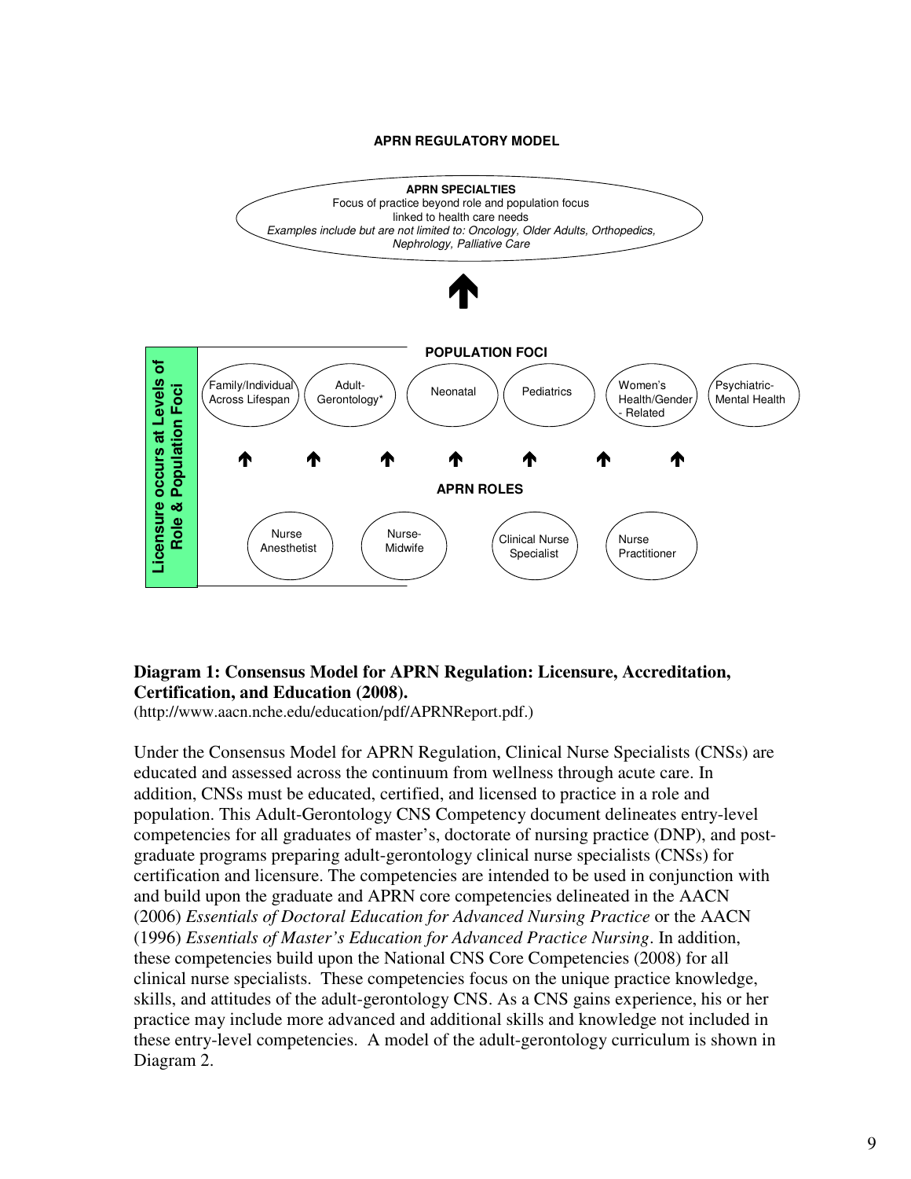**APRN REGULATORY MODEL**

**APRN SPECIALTIES**
Focus of practice beyond role and population focus
linked to health care needs
*Examples include but are not limited to: Oncology, Older Adults, Orthopedics, Nephrology, Palliative Care*

↑

**Licensure occurs at Levels of Role & Population Foci**

**POPULATION FOCI**

- Family/Individual Across Lifespan
- Adult-Gerontology*
- Neonatal
- Pediatrics
- Women's Health/Gender - Related
- Psychiatric-Mental Health

↑ ↑ ↑ ↑ ↑ ↑ ↑

**APRN ROLES**

- Nurse Anesthetist
- Nurse-Midwife
- Clinical Nurse Specialist
- Nurse Practitioner

**Diagram 1: Consensus Model for APRN Regulation: Licensure, Accreditation, Certification, and Education (2008).**
(http://www.aacn.nche.edu/education/pdf/APRNReport.pdf.)

Under the Consensus Model for APRN Regulation, Clinical Nurse Specialists (CNSs) are educated and assessed across the continuum from wellness through acute care. In addition, CNSs must be educated, certified, and licensed to practice in a role and population. This Adult-Gerontology CNS Competency document delineates entry-level competencies for all graduates of master's, doctorate of nursing practice (DNP), and post-graduate programs preparing adult-gerontology clinical nurse specialists (CNSs) for certification and licensure. The competencies are intended to be used in conjunction with and build upon the graduate and APRN core competencies delineated in the AACN (2006) *Essentials of Doctoral Education for Advanced Nursing Practice* or the AACN (1996) *Essentials of Master's Education for Advanced Practice Nursing*. In addition, these competencies build upon the National CNS Core Competencies (2008) for all clinical nurse specialists. These competencies focus on the unique practice knowledge, skills, and attitudes of the adult-gerontology CNS. As a CNS gains experience, his or her practice may include more advanced and additional skills and knowledge not included in these entry-level competencies. A model of the adult-gerontology curriculum is shown in Diagram 2.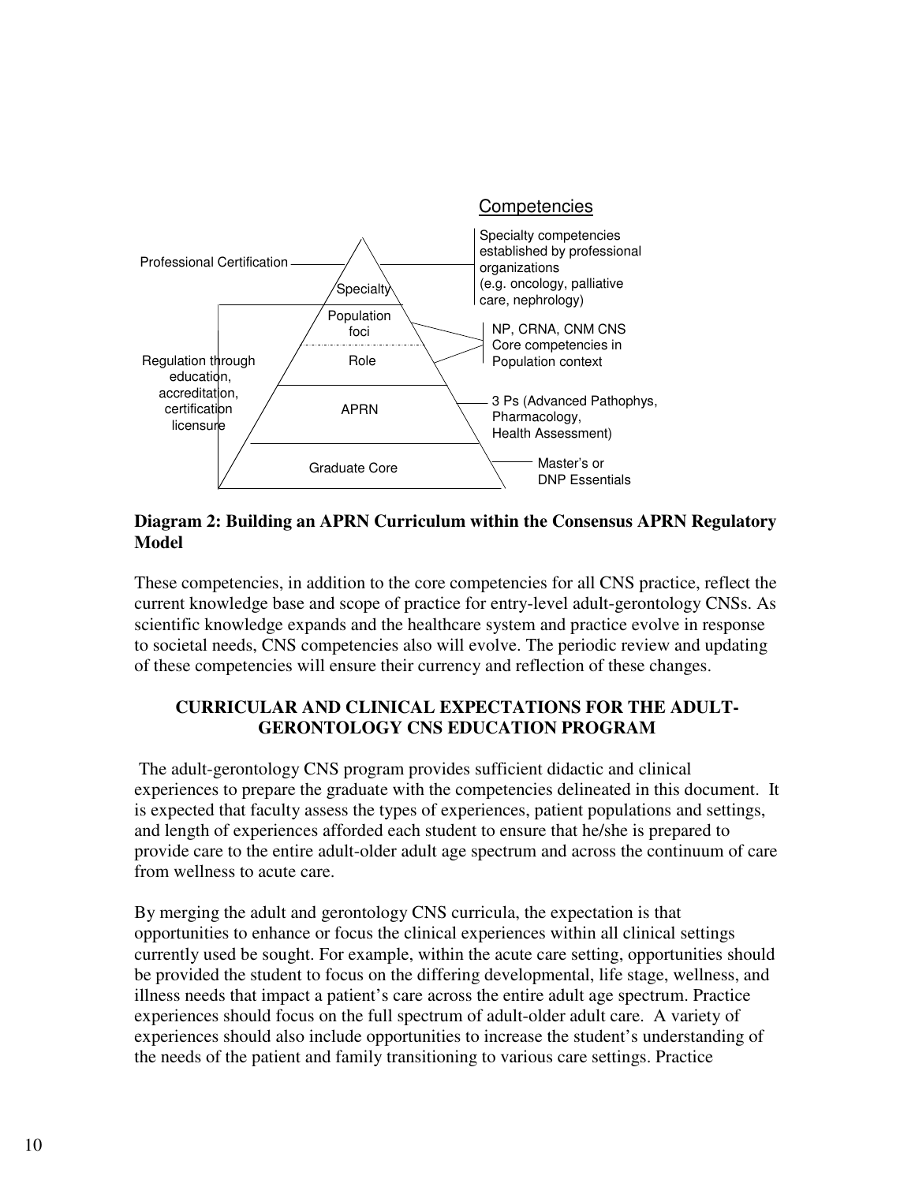Competencies

| Regulation | Pyramid level | Competencies |
| --- | --- | --- |
| Professional Certification | Specialty | Specialty competencies established by professional organizations (e.g. oncology, palliative care, nephrology) |
| Regulation through education, accreditation, certification licensure | Population foci | NP, CRNA, CNM CNS Core competencies in Population context |
| | Role | |
| | APRN | 3 Ps (Advanced Pathophys, Pharmacology, Health Assessment) |
| | Graduate Core | Master's or DNP Essentials |

**Diagram 2: Building an APRN Curriculum within the Consensus APRN Regulatory Model**

These competencies, in addition to the core competencies for all CNS practice, reflect the current knowledge base and scope of practice for entry-level adult-gerontology CNSs. As scientific knowledge expands and the healthcare system and practice evolve in response to societal needs, CNS competencies also will evolve. The periodic review and updating of these competencies will ensure their currency and reflection of these changes.

## CURRICULAR AND CLINICAL EXPECTATIONS FOR THE ADULT-GERONTOLOGY CNS EDUCATION PROGRAM

The adult-gerontology CNS program provides sufficient didactic and clinical experiences to prepare the graduate with the competencies delineated in this document. It is expected that faculty assess the types of experiences, patient populations and settings, and length of experiences afforded each student to ensure that he/she is prepared to provide care to the entire adult-older adult age spectrum and across the continuum of care from wellness to acute care.

By merging the adult and gerontology CNS curricula, the expectation is that opportunities to enhance or focus the clinical experiences within all clinical settings currently used be sought. For example, within the acute care setting, opportunities should be provided the student to focus on the differing developmental, life stage, wellness, and illness needs that impact a patient's care across the entire adult age spectrum. Practice experiences should focus on the full spectrum of adult-older adult care. A variety of experiences should also include opportunities to increase the student's understanding of the needs of the patient and family transitioning to various care settings. Practice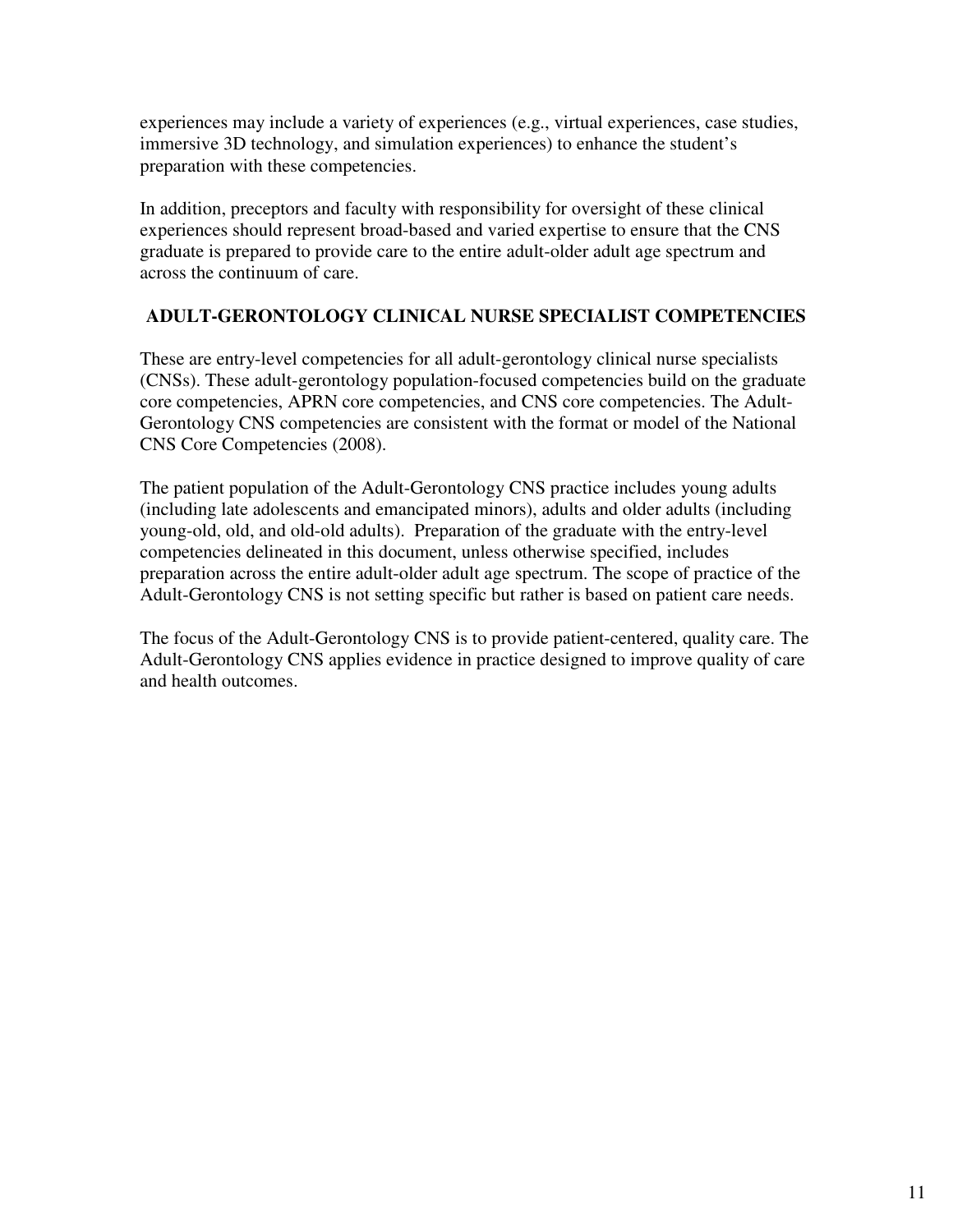experiences may include a variety of experiences (e.g., virtual experiences, case studies, immersive 3D technology, and simulation experiences) to enhance the student's preparation with these competencies.

In addition, preceptors and faculty with responsibility for oversight of these clinical experiences should represent broad-based and varied expertise to ensure that the CNS graduate is prepared to provide care to the entire adult-older adult age spectrum and across the continuum of care.

## ADULT-GERONTOLOGY CLINICAL NURSE SPECIALIST COMPETENCIES

These are entry-level competencies for all adult-gerontology clinical nurse specialists (CNSs). These adult-gerontology population-focused competencies build on the graduate core competencies, APRN core competencies, and CNS core competencies. The Adult-Gerontology CNS competencies are consistent with the format or model of the National CNS Core Competencies (2008).

The patient population of the Adult-Gerontology CNS practice includes young adults (including late adolescents and emancipated minors), adults and older adults (including young-old, old, and old-old adults). Preparation of the graduate with the entry-level competencies delineated in this document, unless otherwise specified, includes preparation across the entire adult-older adult age spectrum. The scope of practice of the Adult-Gerontology CNS is not setting specific but rather is based on patient care needs.

The focus of the Adult-Gerontology CNS is to provide patient-centered, quality care. The Adult-Gerontology CNS applies evidence in practice designed to improve quality of care and health outcomes.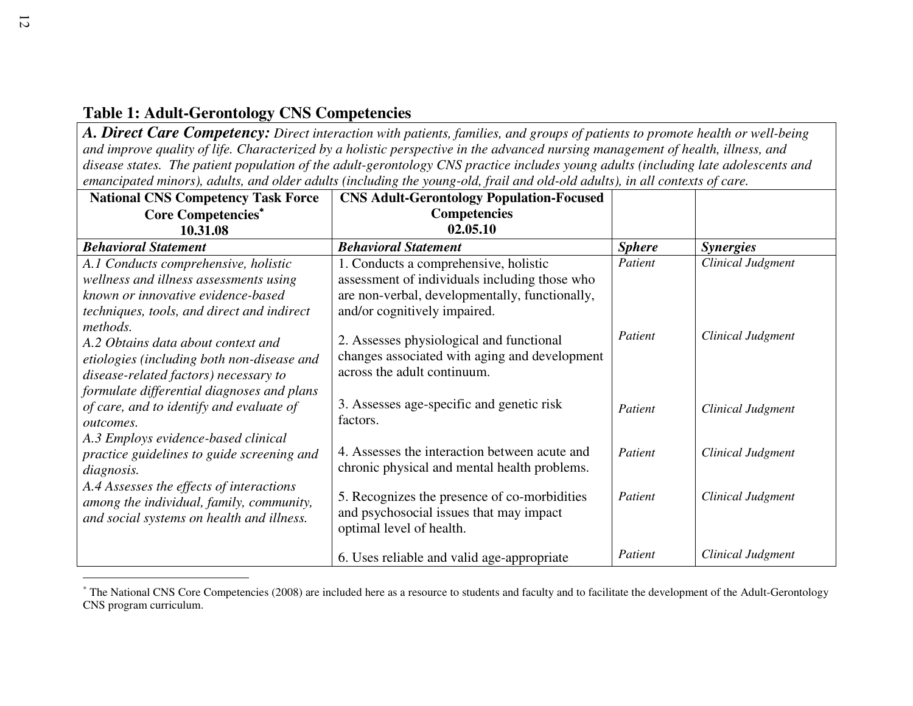## Table 1: Adult-Gerontology CNS Competencies

| ***A. Direct Care Competency:*** *Direct interaction with patients, families, and groups of patients to promote health or well-being and improve quality of life. Characterized by a holistic perspective in the advanced nursing management of health, illness, and disease states. The patient population of the adult-gerontology CNS practice includes young adults (including late adolescents and emancipated minors), adults, and older adults (including the young-old, frail and old-old adults), in all contexts of care.* | | | |
|---|---|---|---|
| **National CNS Competency Task Force Core Competencies[*] 10.31.08** | **CNS Adult-Gerontology Population-Focused Competencies 02.05.10** | | |
| ***Behavioral Statement*** | ***Behavioral Statement*** | ***Sphere*** | ***Synergies*** |
| *A.1 Conducts comprehensive, holistic wellness and illness assessments using known or innovative evidence-based techniques, tools, and direct and indirect methods.* | 1. Conducts a comprehensive, holistic assessment of individuals including those who are non-verbal, developmentally, functionally, and/or cognitively impaired. | *Patient* | *Clinical Judgment* |
| *A.2 Obtains data about context and etiologies (including both non-disease and disease-related factors) necessary to formulate differential diagnoses and plans of care, and to identify and evaluate of outcomes.* | 2. Assesses physiological and functional changes associated with aging and development across the adult continuum. | *Patient* | *Clinical Judgment* |
| *A.3 Employs evidence-based clinical practice guidelines to guide screening and diagnosis.* | 3. Assesses age-specific and genetic risk factors. | *Patient* | *Clinical Judgment* |
| *A.4 Assesses the effects of interactions among the individual, family, community, and social systems on health and illness.* | 4. Assesses the interaction between acute and chronic physical and mental health problems. | *Patient* | *Clinical Judgment* |
| | 5. Recognizes the presence of co-morbidities and psychosocial issues that may impact optimal level of health. | *Patient* | *Clinical Judgment* |
| | 6. Uses reliable and valid age-appropriate | *Patient* | *Clinical Judgment* |

[*] The National CNS Core Competencies (2008) are included here as a resource to students and faculty and to facilitate the development of the Adult-Gerontology CNS program curriculum.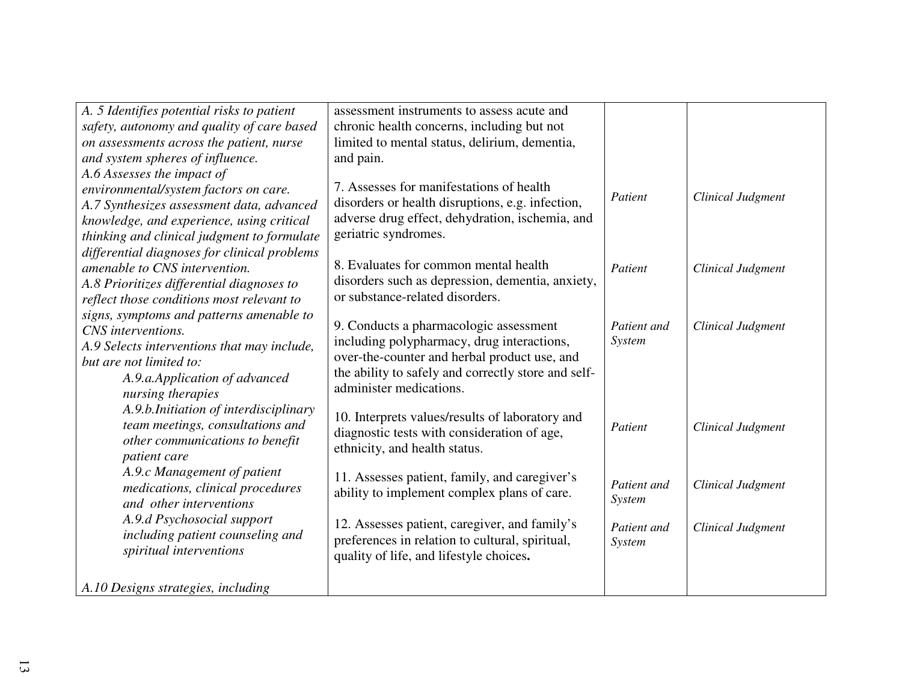| | | | |
|---|---|---|---|
| *A. 5 Identifies potential risks to patient safety, autonomy and quality of care based on assessments across the patient, nurse and system spheres of influence.*<br>*A.6 Assesses the impact of environmental/system factors on care.*<br>*A.7 Synthesizes assessment data, advanced knowledge, and experience, using critical thinking and clinical judgment to formulate differential diagnoses for clinical problems amenable to CNS intervention.*<br>*A.8 Prioritizes differential diagnoses to reflect those conditions most relevant to signs, symptoms and patterns amenable to CNS interventions.*<br>*A.9 Selects interventions that may include, but are not limited to:*<br>*A.9.a.Application of advanced nursing therapies*<br>*A.9.b.Initiation of interdisciplinary team meetings, consultations and other communications to benefit patient care*<br>*A.9.c Management of patient medications, clinical procedures and other interventions*<br>*A.9.d Psychosocial support including patient counseling and spiritual interventions*<br><br>*A.10 Designs strategies, including* | assessment instruments to assess acute and chronic health concerns, including but not limited to mental status, delirium, dementia, and pain. | | |
| | 7. Assesses for manifestations of health disorders or health disruptions, e.g. infection, adverse drug effect, dehydration, ischemia, and geriatric syndromes. | *Patient* | *Clinical Judgment* |
| | 8. Evaluates for common mental health disorders such as depression, dementia, anxiety, or substance-related disorders. | *Patient* | *Clinical Judgment* |
| | 9. Conducts a pharmacologic assessment including polypharmacy, drug interactions, over-the-counter and herbal product use, and the ability to safely and correctly store and self-administer medications. | *Patient and System* | *Clinical Judgment* |
| | 10. Interprets values/results of laboratory and diagnostic tests with consideration of age, ethnicity, and health status. | *Patient* | *Clinical Judgment* |
| | 11. Assesses patient, family, and caregiver's ability to implement complex plans of care. | *Patient and System* | *Clinical Judgment* |
| | 12. Assesses patient, caregiver, and family's preferences in relation to cultural, spiritual, quality of life, and lifestyle choices. | *Patient and System* | *Clinical Judgment* |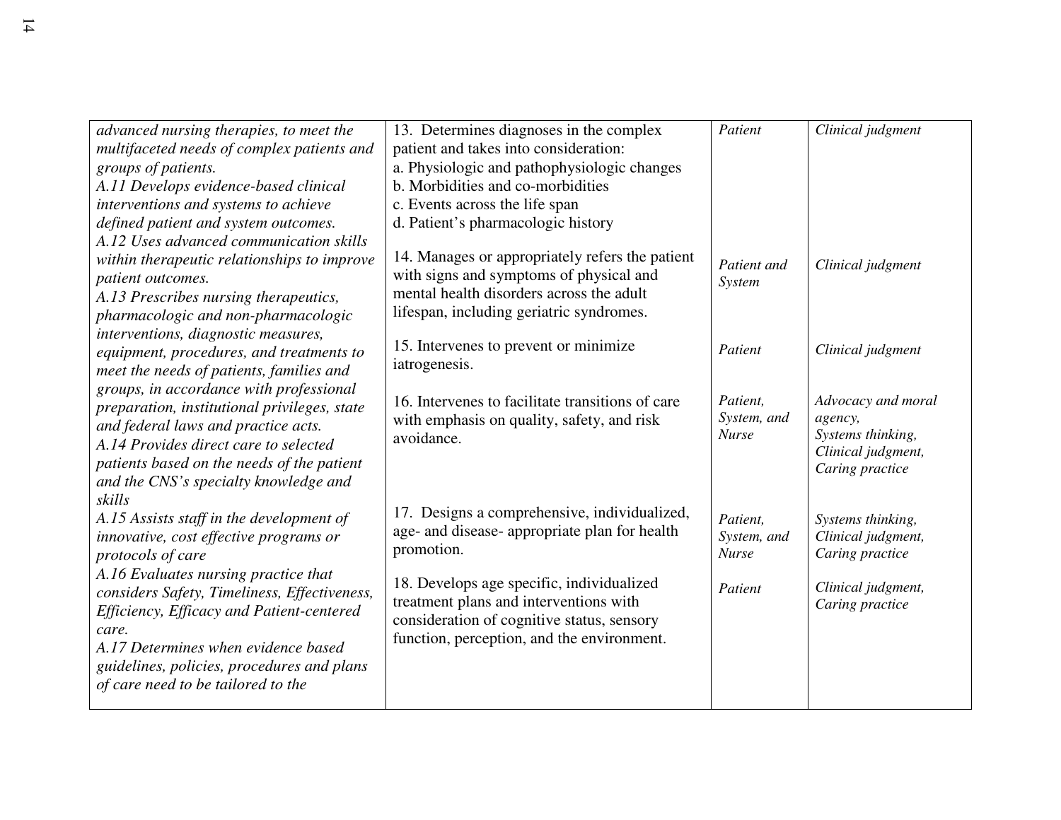| | | | |
|---|---|---|---|
| *advanced nursing therapies, to meet the multifaceted needs of complex patients and groups of patients.* *A.11 Develops evidence-based clinical interventions and systems to achieve defined patient and system outcomes.* *A.12 Uses advanced communication skills within therapeutic relationships to improve patient outcomes.* *A.13 Prescribes nursing therapeutics, pharmacologic and non-pharmacologic interventions, diagnostic measures, equipment, procedures, and treatments to meet the needs of patients, families and groups, in accordance with professional preparation, institutional privileges, state and federal laws and practice acts.* *A.14 Provides direct care to selected patients based on the needs of the patient and the CNS's specialty knowledge and skills* *A.15 Assists staff in the development of innovative, cost effective programs or protocols of care* *A.16 Evaluates nursing practice that considers Safety, Timeliness, Effectiveness, Efficiency, Efficacy and Patient-centered care.* *A.17 Determines when evidence based guidelines, policies, procedures and plans of care need to be tailored to the* | 13. Determines diagnoses in the complex patient and takes into consideration: a. Physiologic and pathophysiologic changes b. Morbidities and co-morbidities c. Events across the life span d. Patient's pharmacologic history | *Patient* | *Clinical judgment* |
| | 14. Manages or appropriately refers the patient with signs and symptoms of physical and mental health disorders across the adult lifespan, including geriatric syndromes. | *Patient and System* | *Clinical judgment* |
| | 15. Intervenes to prevent or minimize iatrogenesis. | *Patient* | *Clinical judgment* |
| | 16. Intervenes to facilitate transitions of care with emphasis on quality, safety, and risk avoidance. | *Patient, System, and Nurse* | *Advocacy and moral agency, Systems thinking, Clinical judgment, Caring practice* |
| | 17. Designs a comprehensive, individualized, age- and disease- appropriate plan for health promotion. | *Patient, System, and Nurse* | *Systems thinking, Clinical judgment, Caring practice* |
| | 18. Develops age specific, individualized treatment plans and interventions with consideration of cognitive status, sensory function, perception, and the environment. | *Patient* | *Clinical judgment, Caring practice* |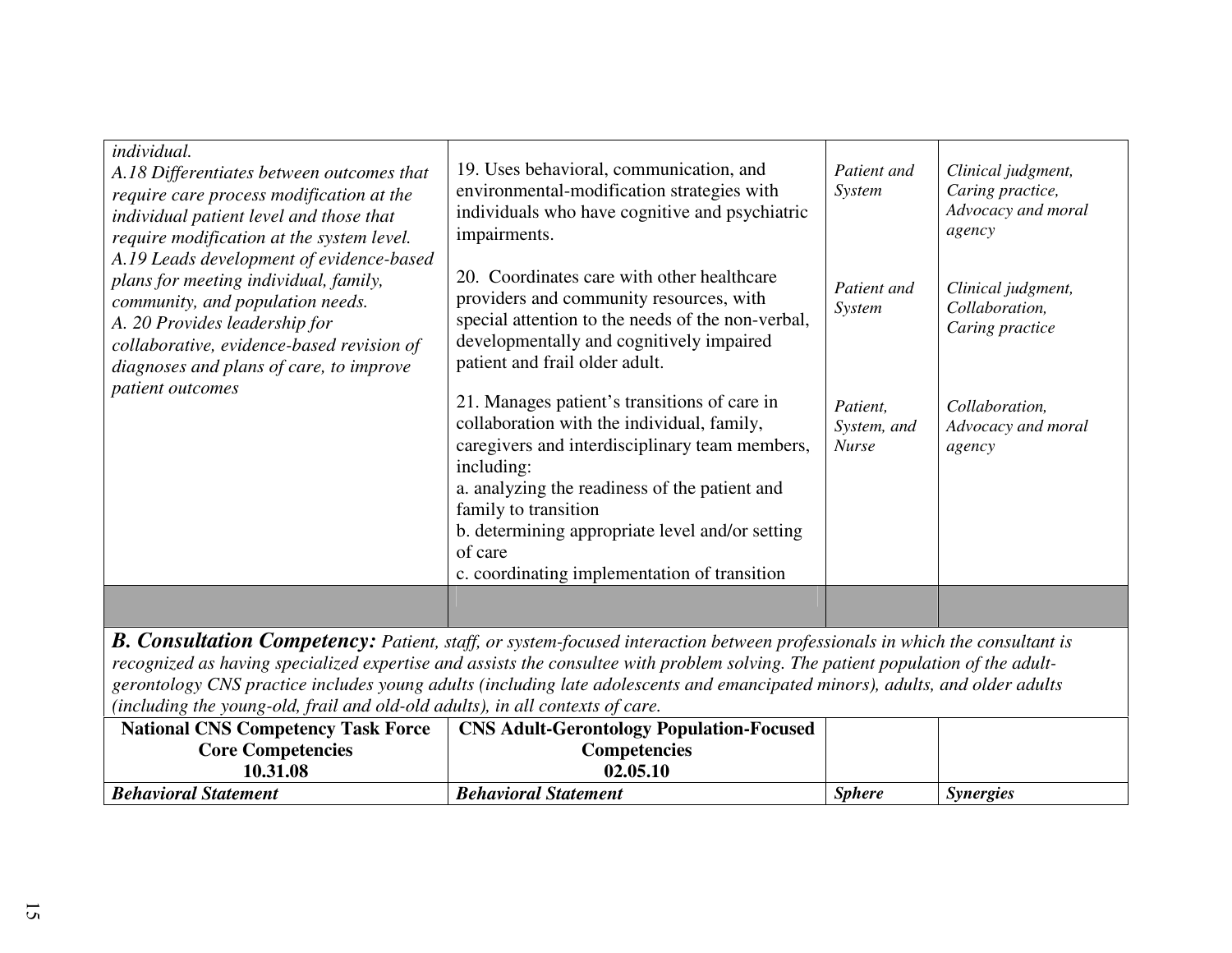| | | | |
|---|---|---|---|
| *individual.*<br>*A.18 Differentiates between outcomes that require care process modification at the individual patient level and those that require modification at the system level.*<br>*A.19 Leads development of evidence-based plans for meeting individual, family, community, and population needs.*<br>*A. 20 Provides leadership for collaborative, evidence-based revision of diagnoses and plans of care, to improve patient outcomes* | 19. Uses behavioral, communication, and environmental-modification strategies with individuals who have cognitive and psychiatric impairments.<br><br>20. Coordinates care with other healthcare providers and community resources, with special attention to the needs of the non-verbal, developmentally and cognitively impaired patient and frail older adult.<br><br>21. Manages patient's transitions of care in collaboration with the individual, family, caregivers and interdisciplinary team members, including:<br>a. analyzing the readiness of the patient and family to transition<br>b. determining appropriate level and/or setting of care<br>c. coordinating implementation of transition | *Patient and System*<br><br>*Patient and System*<br><br>*Patient, System, and Nurse* | *Clinical judgment, Caring practice, Advocacy and moral agency*<br><br>*Clinical judgment, Collaboration, Caring practice*<br><br>*Collaboration, Advocacy and moral agency* |
| | | | |

***B. Consultation Competency:*** *Patient, staff, or system-focused interaction between professionals in which the consultant is recognized as having specialized expertise and assists the consultee with problem solving. The patient population of the adult-gerontology CNS practice includes young adults (including late adolescents and emancipated minors), adults, and older adults (including the young-old, frail and old-old adults), in all contexts of care.*

| **National CNS Competency Task Force Core Competencies 10.31.08** | **CNS Adult-Gerontology Population-Focused Competencies 02.05.10** | | |
|---|---|---|---|
| ***Behavioral Statement*** | ***Behavioral Statement*** | ***Sphere*** | ***Synergies*** |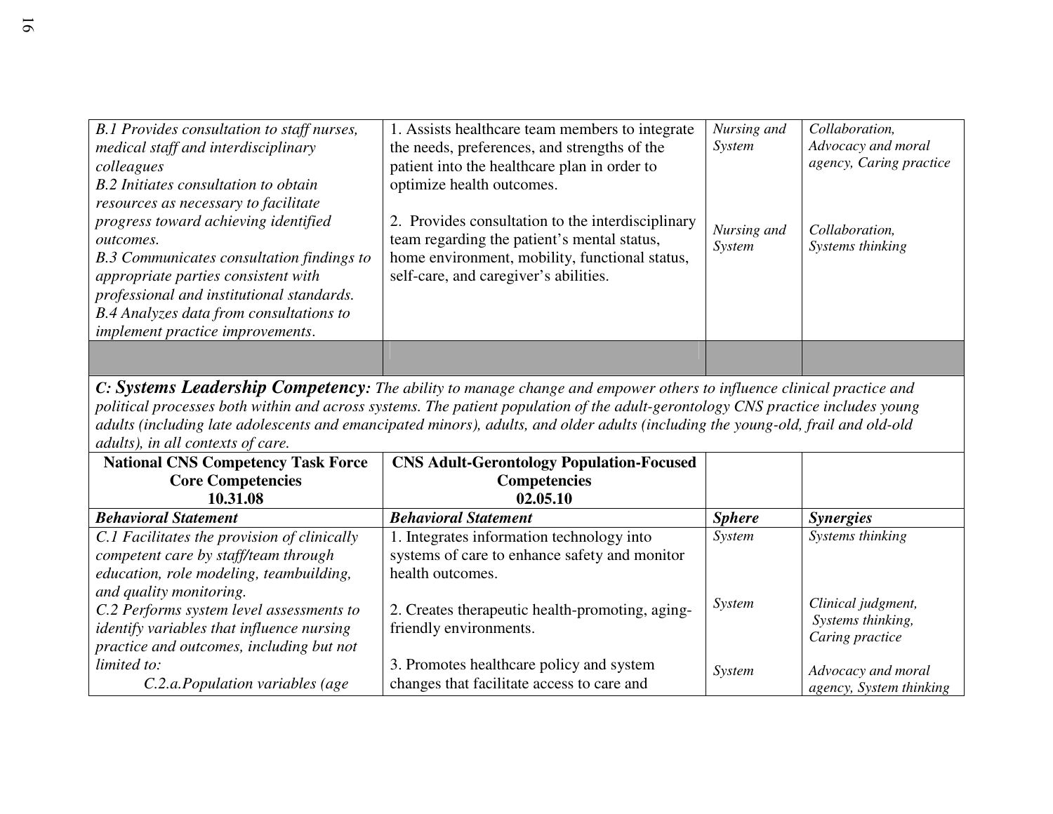| | | | |
|---|---|---|---|
| *B.1 Provides consultation to staff nurses, medical staff and interdisciplinary colleagues*<br>*B.2 Initiates consultation to obtain resources as necessary to facilitate progress toward achieving identified outcomes.*<br>*B.3 Communicates consultation findings to appropriate parties consistent with professional and institutional standards.*<br>*B.4 Analyzes data from consultations to implement practice improvements*. | 1. Assists healthcare team members to integrate the needs, preferences, and strengths of the patient into the healthcare plan in order to optimize health outcomes.<br><br>2. Provides consultation to the interdisciplinary team regarding the patient's mental status, home environment, mobility, functional status, self-care, and caregiver's abilities. | *Nursing and System*<br><br><br>*Nursing and System* | *Collaboration, Advocacy and moral agency, Caring practice*<br><br><br>*Collaboration, Systems thinking* |
| | | | |

***C: Systems Leadership Competency****: The ability to manage change and empower others to influence clinical practice and political processes both within and across systems. The patient population of the adult-gerontology CNS practice includes young adults (including late adolescents and emancipated minors), adults, and older adults (including the young-old, frail and old-old adults), in all contexts of care.*

| **National CNS Competency Task Force Core Competencies 10.31.08** | **CNS Adult-Gerontology Population-Focused Competencies 02.05.10** | | |
|---|---|---|---|
| ***Behavioral Statement*** | ***Behavioral Statement*** | ***Sphere*** | ***Synergies*** |
| *C.1 Facilitates the provision of clinically competent care by staff/team through education, role modeling, teambuilding, and quality monitoring.*<br>*C.2 Performs system level assessments to identify variables that influence nursing practice and outcomes, including but not limited to:*<br>*C.2.a.Population variables (age* | 1. Integrates information technology into systems of care to enhance safety and monitor health outcomes.<br><br>2. Creates therapeutic health-promoting, aging-friendly environments.<br><br>3. Promotes healthcare policy and system changes that facilitate access to care and | *System*<br><br><br>*System*<br><br><br>*System* | *Systems thinking*<br><br><br>*Clinical judgment, Systems thinking, Caring practice*<br><br>*Advocacy and moral agency, System thinking* |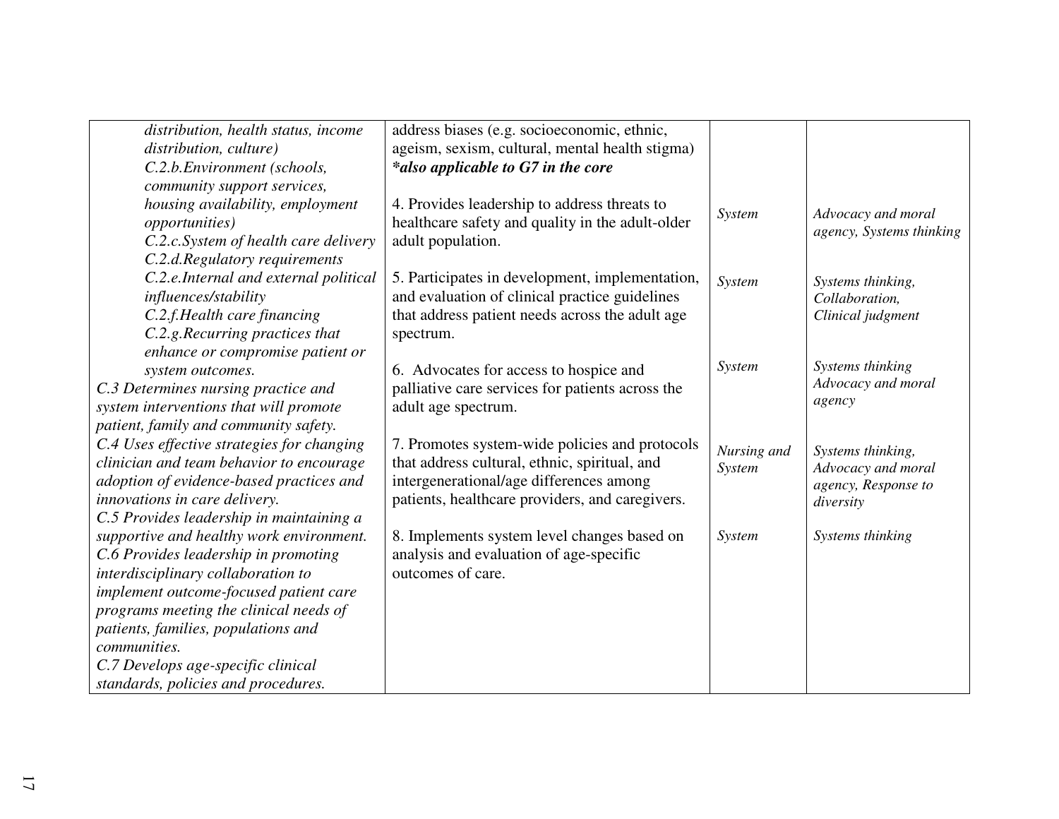| | | | |
|---|---|---|---|
| *distribution, health status, income distribution, culture)*<br>*C.2.b.Environment (schools, community support services, housing availability, employment opportunities)*<br>*C.2.c.System of health care delivery*<br>*C.2.d.Regulatory requirements*<br>*C.2.e.Internal and external political influences/stability*<br>*C.2.f.Health care financing*<br>*C.2.g.Recurring practices that enhance or compromise patient or system outcomes.*<br>*C.3 Determines nursing practice and system interventions that will promote patient, family and community safety.*<br>*C.4 Uses effective strategies for changing clinician and team behavior to encourage adoption of evidence-based practices and innovations in care delivery.*<br>*C.5 Provides leadership in maintaining a supportive and healthy work environment.*<br>*C.6 Provides leadership in promoting interdisciplinary collaboration to implement outcome-focused patient care programs meeting the clinical needs of patients, families, populations and communities.*<br>*C.7 Develops age-specific clinical standards, policies and procedures.* | address biases (e.g. socioeconomic, ethnic, ageism, sexism, cultural, mental health stigma)<br>***also applicable to G7 in the core*** | | |
| | 4. Provides leadership to address threats to healthcare safety and quality in the adult-older adult population. | *System* | *Advocacy and moral agency, Systems thinking* |
| | 5. Participates in development, implementation, and evaluation of clinical practice guidelines that address patient needs across the adult age spectrum. | *System* | *Systems thinking, Collaboration, Clinical judgment* |
| | 6. Advocates for access to hospice and palliative care services for patients across the adult age spectrum. | *System* | *Systems thinking Advocacy and moral agency* |
| | 7. Promotes system-wide policies and protocols that address cultural, ethnic, spiritual, and intergenerational/age differences among patients, healthcare providers, and caregivers. | *Nursing and System* | *Systems thinking, Advocacy and moral agency, Response to diversity* |
| | 8. Implements system level changes based on analysis and evaluation of age-specific outcomes of care. | *System* | *Systems thinking* |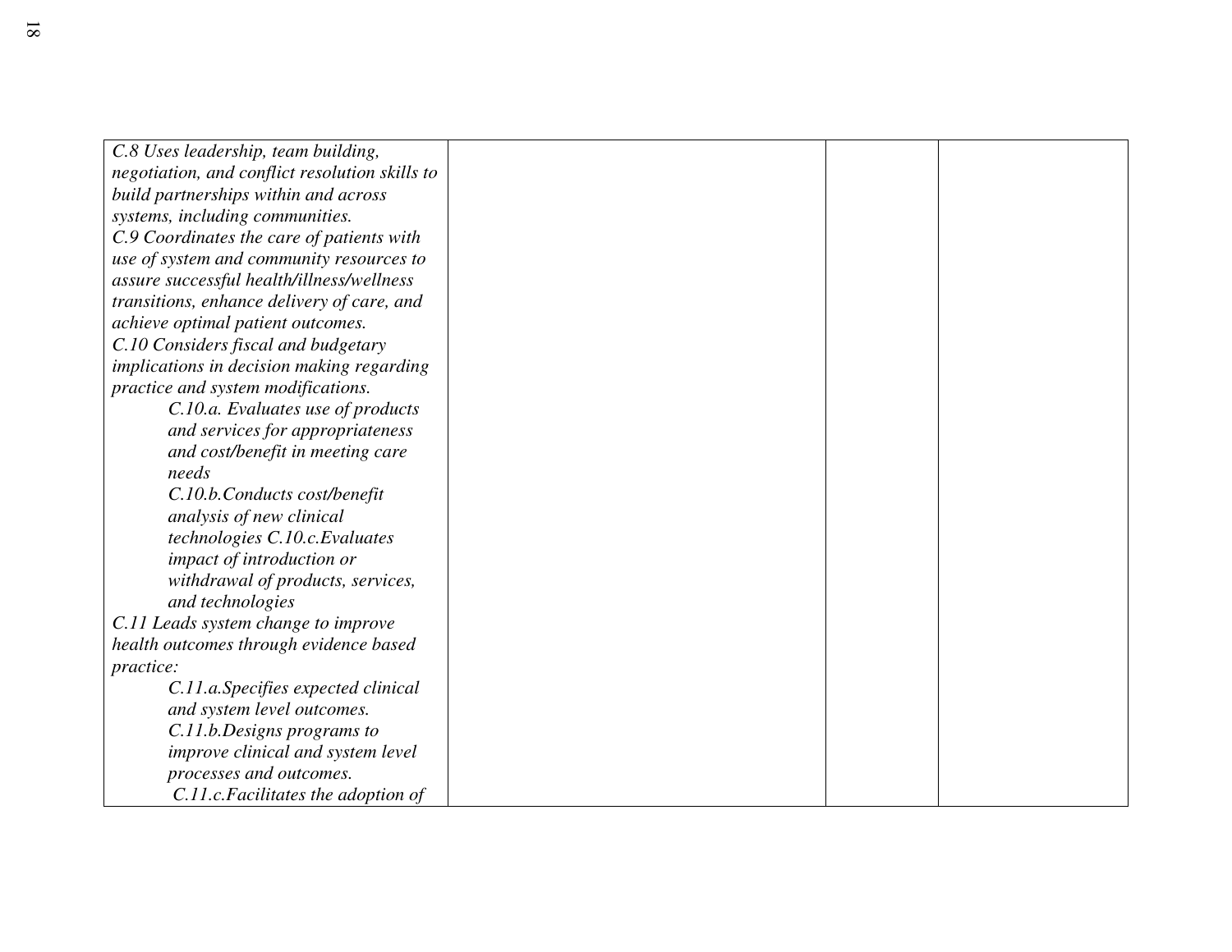| | | | |
|---|---|---|---|
| *C.8 Uses leadership, team building, negotiation, and conflict resolution skills to build partnerships within and across systems, including communities.*<br>*C.9 Coordinates the care of patients with use of system and community resources to assure successful health/illness/wellness transitions, enhance delivery of care, and achieve optimal patient outcomes.*<br>*C.10 Considers fiscal and budgetary implications in decision making regarding practice and system modifications.*<br>&nbsp;&nbsp;&nbsp;&nbsp;*C.10.a. Evaluates use of products and services for appropriateness and cost/benefit in meeting care needs*<br>&nbsp;&nbsp;&nbsp;&nbsp;*C.10.b.Conducts cost/benefit analysis of new clinical technologies C.10.c.Evaluates impact of introduction or withdrawal of products, services, and technologies*<br>*C.11 Leads system change to improve health outcomes through evidence based practice:*<br>&nbsp;&nbsp;&nbsp;&nbsp;*C.11.a.Specifies expected clinical and system level outcomes.*<br>&nbsp;&nbsp;&nbsp;&nbsp;*C.11.b.Designs programs to improve clinical and system level processes and outcomes.*<br>&nbsp;&nbsp;&nbsp;&nbsp;*C.11.c.Facilitates the adoption of* | | | |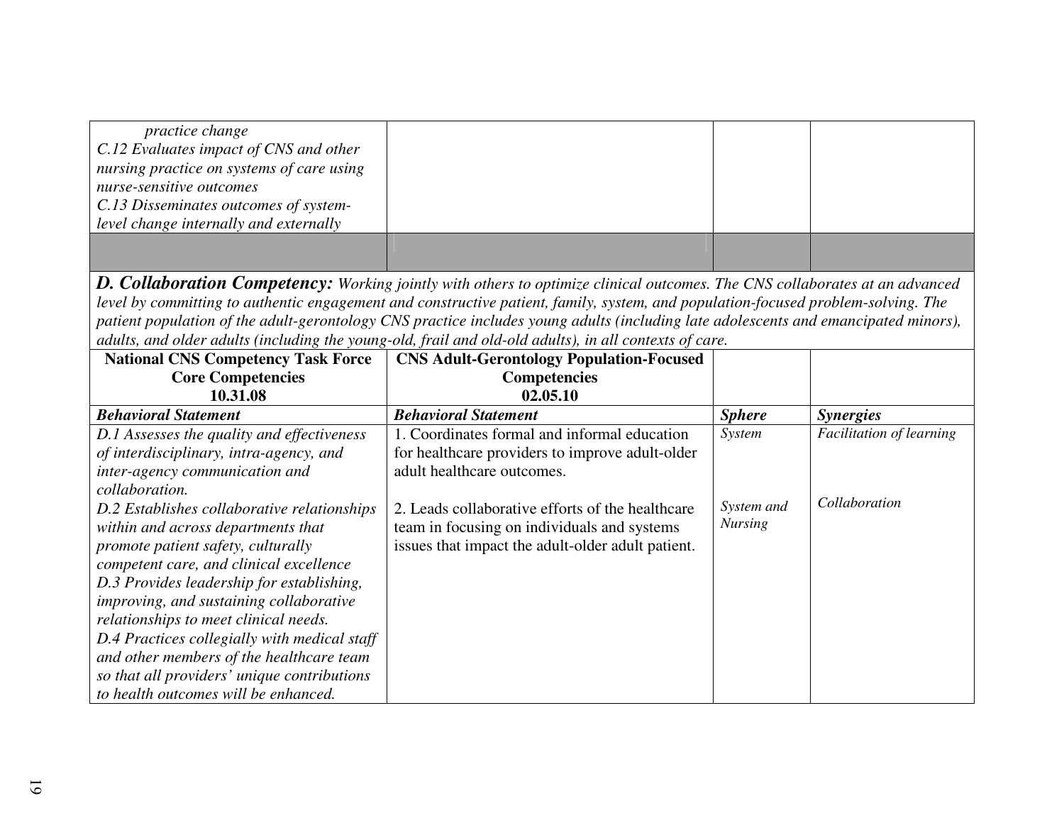| | | | |
|---|---|---|---|
| *practice change*<br>*C.12 Evaluates impact of CNS and other nursing practice on systems of care using nurse-sensitive outcomes*<br>*C.13 Disseminates outcomes of system-level change internally and externally* | | | |
| | | | |

***D. Collaboration Competency:*** *Working jointly with others to optimize clinical outcomes. The CNS collaborates at an advanced level by committing to authentic engagement and constructive patient, family, system, and population-focused problem-solving. The patient population of the adult-gerontology CNS practice includes young adults (including late adolescents and emancipated minors), adults, and older adults (including the young-old, frail and old-old adults), in all contexts of care.*

| **National CNS Competency Task Force Core Competencies 10.31.08** | **CNS Adult-Gerontology Population-Focused Competencies 02.05.10** | | |
|---|---|---|---|
| ***Behavioral Statement*** | ***Behavioral Statement*** | ***Sphere*** | ***Synergies*** |
| *D.1 Assesses the quality and effectiveness of interdisciplinary, intra-agency, and inter-agency communication and collaboration.*<br>*D.2 Establishes collaborative relationships within and across departments that promote patient safety, culturally competent care, and clinical excellence*<br>*D.3 Provides leadership for establishing, improving, and sustaining collaborative relationships to meet clinical needs.*<br>*D.4 Practices collegially with medical staff and other members of the healthcare team so that all providers' unique contributions to health outcomes will be enhanced.* | 1. Coordinates formal and informal education for healthcare providers to improve adult-older adult healthcare outcomes.<br><br>2. Leads collaborative efforts of the healthcare team in focusing on individuals and systems issues that impact the adult-older adult patient. | *System*<br><br><br>*System and Nursing* | *Facilitation of learning*<br><br><br>*Collaboration* |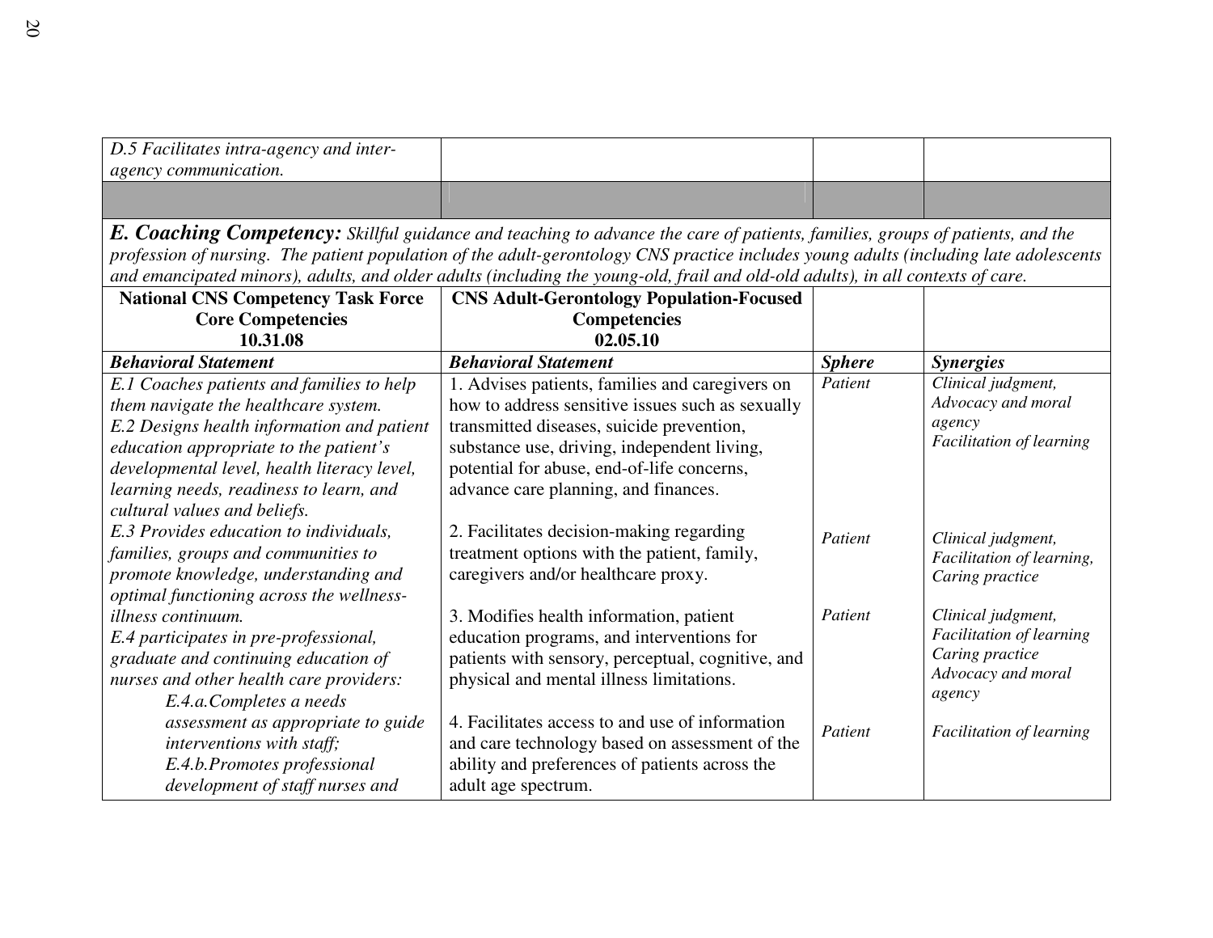| | | | |
|---|---|---|---|
| *D.5 Facilitates intra-agency and inter-agency communication.* | | | |
| | | | |

***E. Coaching Competency:*** *Skillful guidance and teaching to advance the care of patients, families, groups of patients, and the profession of nursing. The patient population of the adult-gerontology CNS practice includes young adults (including late adolescents and emancipated minors), adults, and older adults (including the young-old, frail and old-old adults), in all contexts of care.*

| **National CNS Competency Task Force Core Competencies 10.31.08** | **CNS Adult-Gerontology Population-Focused Competencies 02.05.10** | | |
|---|---|---|---|
| ***Behavioral Statement*** | ***Behavioral Statement*** | ***Sphere*** | ***Synergies*** |
| *E.1 Coaches patients and families to help them navigate the healthcare system.*<br>*E.2 Designs health information and patient education appropriate to the patient's developmental level, health literacy level, learning needs, readiness to learn, and cultural values and beliefs.*<br>*E.3 Provides education to individuals, families, groups and communities to promote knowledge, understanding and optimal functioning across the wellness-illness continuum.*<br>*E.4 participates in pre-professional, graduate and continuing education of nurses and other health care providers:*<br>*E.4.a.Completes a needs assessment as appropriate to guide interventions with staff;*<br>*E.4.b.Promotes professional development of staff nurses and* | 1. Advises patients, families and caregivers on how to address sensitive issues such as sexually transmitted diseases, suicide prevention, substance use, driving, independent living, potential for abuse, end-of-life concerns, advance care planning, and finances. | *Patient* | *Clinical judgment, Advocacy and moral agency*<br>*Facilitation of learning* |
| | 2. Facilitates decision-making regarding treatment options with the patient, family, caregivers and/or healthcare proxy. | *Patient* | *Clinical judgment, Facilitation of learning, Caring practice* |
| | 3. Modifies health information, patient education programs, and interventions for patients with sensory, perceptual, cognitive, and physical and mental illness limitations. | *Patient* | *Clinical judgment, Facilitation of learning*<br>*Caring practice*<br>*Advocacy and moral agency* |
| | 4. Facilitates access to and use of information and care technology based on assessment of the ability and preferences of patients across the adult age spectrum. | *Patient* | *Facilitation of learning* |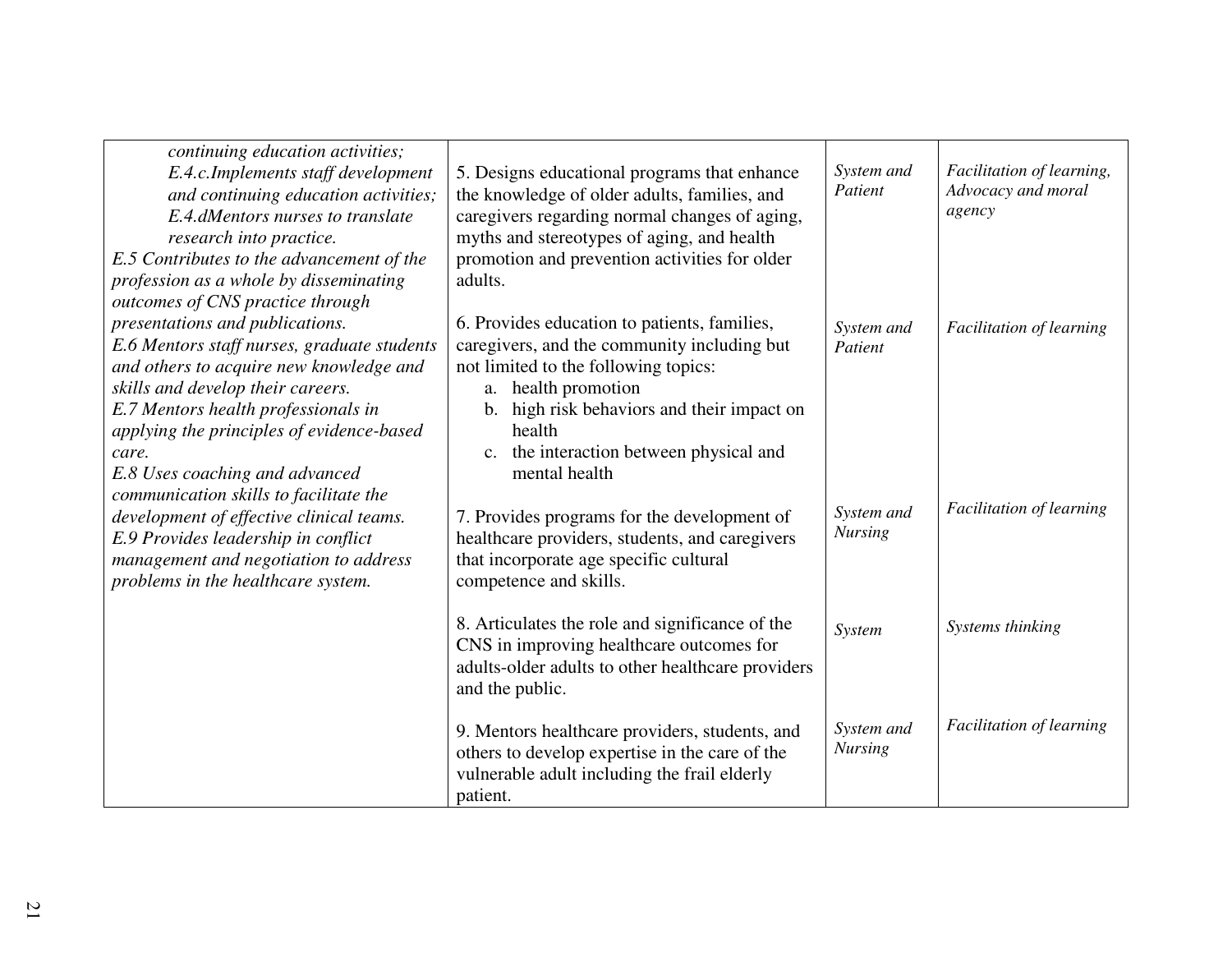| | | | |
|---|---|---|---|
| *continuing education activities;*<br>*E.4.c.Implements staff development and continuing education activities;*<br>*E.4.dMentors nurses to translate research into practice.*<br>*E.5 Contributes to the advancement of the profession as a whole by disseminating outcomes of CNS practice through presentations and publications.*<br>*E.6 Mentors staff nurses, graduate students and others to acquire new knowledge and skills and develop their careers.*<br>*E.7 Mentors health professionals in applying the principles of evidence-based care.*<br>*E.8 Uses coaching and advanced communication skills to facilitate the development of effective clinical teams.*<br>*E.9 Provides leadership in conflict management and negotiation to address problems in the healthcare system.* | 5. Designs educational programs that enhance the knowledge of older adults, families, and caregivers regarding normal changes of aging, myths and stereotypes of aging, and health promotion and prevention activities for older adults. | *System and Patient* | *Facilitation of learning, Advocacy and moral agency* |
| | 6. Provides education to patients, families, caregivers, and the community including but not limited to the following topics:<br>a. health promotion<br>b. high risk behaviors and their impact on health<br>c. the interaction between physical and mental health | *System and Patient* | *Facilitation of learning* |
| | 7. Provides programs for the development of healthcare providers, students, and caregivers that incorporate age specific cultural competence and skills. | *System and Nursing* | *Facilitation of learning* |
| | 8. Articulates the role and significance of the CNS in improving healthcare outcomes for adults-older adults to other healthcare providers and the public. | *System* | *Systems thinking* |
| | 9. Mentors healthcare providers, students, and others to develop expertise in the care of the vulnerable adult including the frail elderly patient. | *System and Nursing* | *Facilitation of learning* |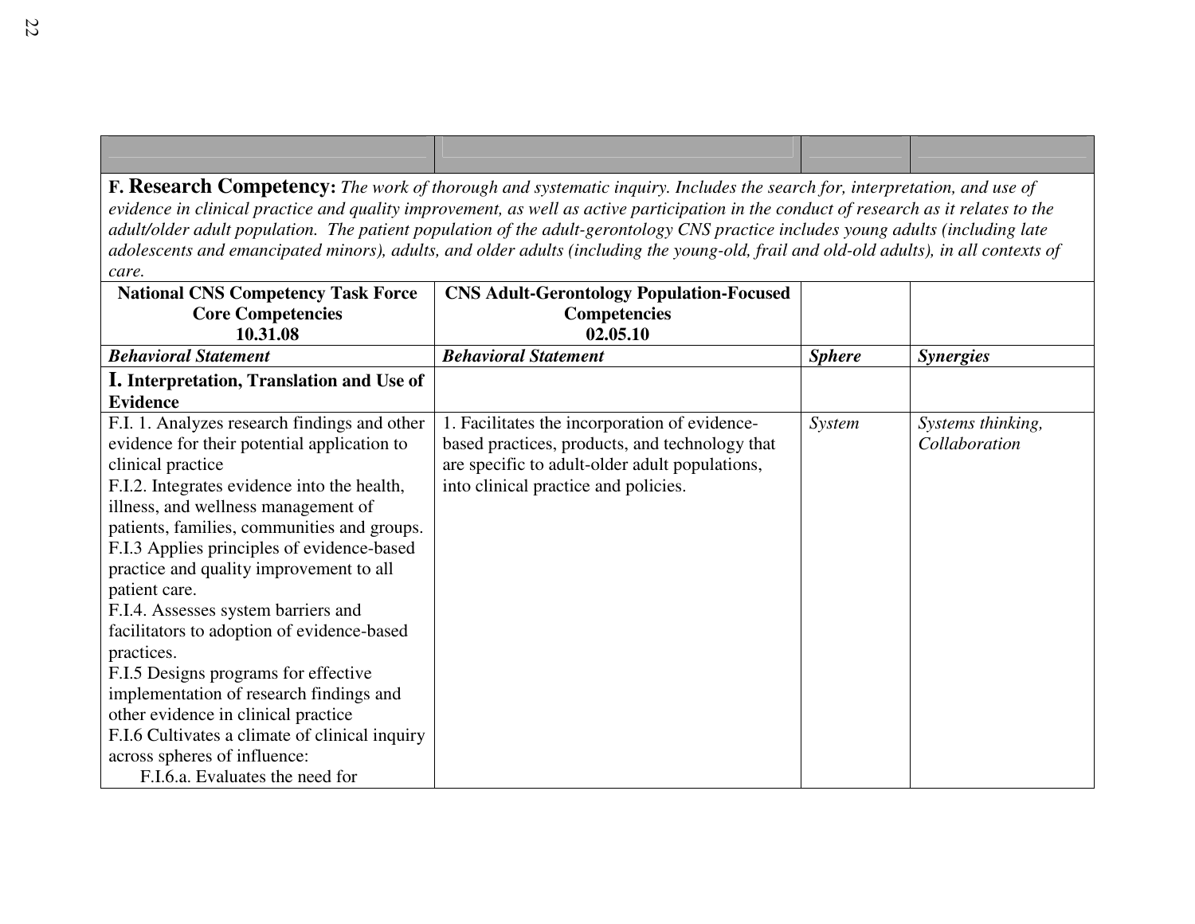| | | | |
|---|---|---|---|
| **F. Research Competency:** *The work of thorough and systematic inquiry. Includes the search for, interpretation, and use of evidence in clinical practice and quality improvement, as well as active participation in the conduct of research as it relates to the adult/older adult population. The patient population of the adult-gerontology CNS practice includes young adults (including late adolescents and emancipated minors), adults, and older adults (including the young-old, frail and old-old adults), in all contexts of care.* | | | |
| **National CNS Competency Task Force Core Competencies 10.31.08** | **CNS Adult-Gerontology Population-Focused Competencies 02.05.10** | | |
| ***Behavioral Statement*** | ***Behavioral Statement*** | ***Sphere*** | ***Synergies*** |
| **I. Interpretation, Translation and Use of Evidence** | | | |
| F.I. 1. Analyzes research findings and other evidence for their potential application to clinical practice<br>F.I.2. Integrates evidence into the health, illness, and wellness management of patients, families, communities and groups.<br>F.I.3 Applies principles of evidence-based practice and quality improvement to all patient care.<br>F.I.4. Assesses system barriers and facilitators to adoption of evidence-based practices.<br>F.I.5 Designs programs for effective implementation of research findings and other evidence in clinical practice<br>F.I.6 Cultivates a climate of clinical inquiry across spheres of influence:<br>F.I.6.a. Evaluates the need for | 1. Facilitates the incorporation of evidence-based practices, products, and technology that are specific to adult-older adult populations, into clinical practice and policies. | *System* | *Systems thinking, Collaboration* |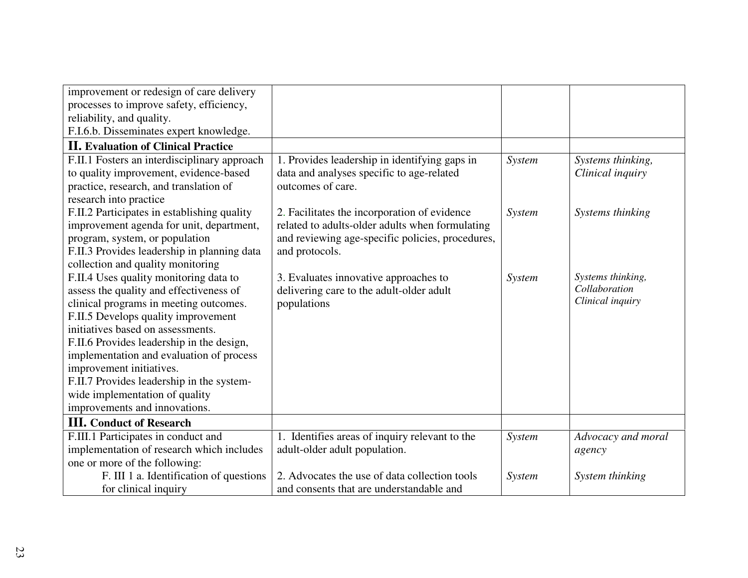| | | | |
|---|---|---|---|
| improvement or redesign of care delivery processes to improve safety, efficiency, reliability, and quality.<br>F.I.6.b. Disseminates expert knowledge. | | | |
| **II. Evaluation of Clinical Practice** | | | |
| F.II.1 Fosters an interdisciplinary approach to quality improvement, evidence-based practice, research, and translation of research into practice<br>F.II.2 Participates in establishing quality improvement agenda for unit, department, program, system, or population<br>F.II.3 Provides leadership in planning data collection and quality monitoring<br>F.II.4 Uses quality monitoring data to assess the quality and effectiveness of clinical programs in meeting outcomes.<br>F.II.5 Develops quality improvement initiatives based on assessments.<br>F.II.6 Provides leadership in the design, implementation and evaluation of process improvement initiatives.<br>F.II.7 Provides leadership in the system-wide implementation of quality improvements and innovations. | 1. Provides leadership in identifying gaps in data and analyses specific to age-related outcomes of care.<br><br>2. Facilitates the incorporation of evidence related to adults-older adults when formulating and reviewing age-specific policies, procedures, and protocols.<br><br>3. Evaluates innovative approaches to delivering care to the adult-older adult populations | *System*<br><br>*System*<br><br>*System* | *Systems thinking, Clinical inquiry*<br><br>*Systems thinking*<br><br>*Systems thinking, Collaboration Clinical inquiry* |
| **III. Conduct of Research** | | | |
| F.III.1 Participates in conduct and implementation of research which includes one or more of the following:<br>F. III 1 a. Identification of questions for clinical inquiry | 1. Identifies areas of inquiry relevant to the adult-older adult population.<br><br>2. Advocates the use of data collection tools and consents that are understandable and | *System*<br><br>*System* | *Advocacy and moral agency*<br><br>*System thinking* |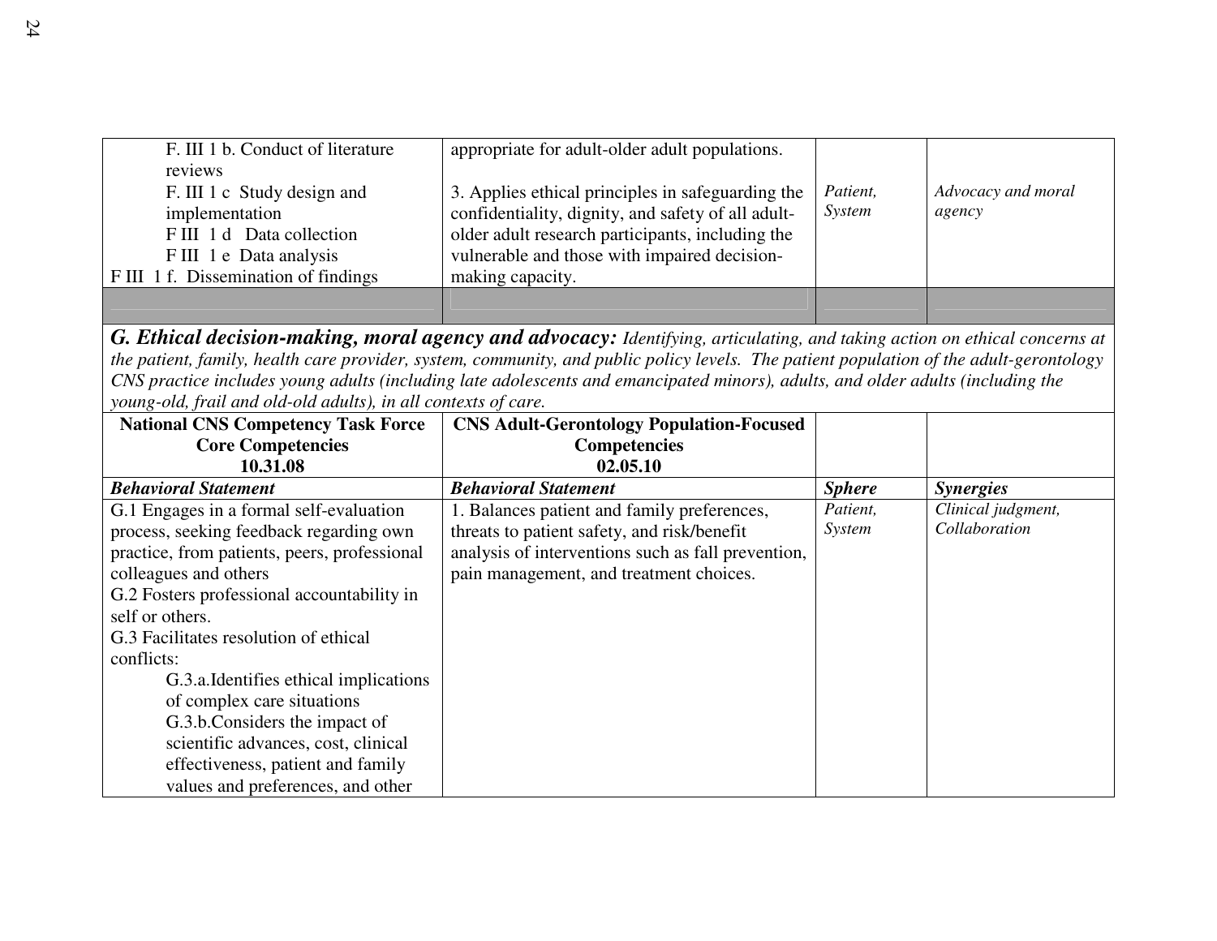| | | | |
|---|---|---|---|
| F. III 1 b. Conduct of literature reviews<br>F. III 1 c Study design and implementation<br>F III 1 d Data collection<br>F III 1 e Data analysis<br>F III 1 f. Dissemination of findings | appropriate for adult-older adult populations.<br><br>3. Applies ethical principles in safeguarding the confidentiality, dignity, and safety of all adult-older adult research participants, including the vulnerable and those with impaired decision-making capacity. | *Patient, System* | *Advocacy and moral agency* |
| | | | |

***G. Ethical decision-making, moral agency and advocacy:*** *Identifying, articulating, and taking action on ethical concerns at the patient, family, health care provider, system, community, and public policy levels. The patient population of the adult-gerontology CNS practice includes young adults (including late adolescents and emancipated minors), adults, and older adults (including the young-old, frail and old-old adults), in all contexts of care.*

| **National CNS Competency Task Force Core Competencies 10.31.08** | **CNS Adult-Gerontology Population-Focused Competencies 02.05.10** | | |
|---|---|---|---|
| ***Behavioral Statement*** | ***Behavioral Statement*** | ***Sphere*** | ***Synergies*** |
| G.1 Engages in a formal self-evaluation process, seeking feedback regarding own practice, from patients, peers, professional colleagues and others<br>G.2 Fosters professional accountability in self or others.<br>G.3 Facilitates resolution of ethical conflicts:<br>G.3.a. Identifies ethical implications of complex care situations<br>G.3.b. Considers the impact of scientific advances, cost, clinical effectiveness, patient and family values and preferences, and other | 1. Balances patient and family preferences, threats to patient safety, and risk/benefit analysis of interventions such as fall prevention, pain management, and treatment choices. | *Patient, System* | *Clinical judgment, Collaboration* |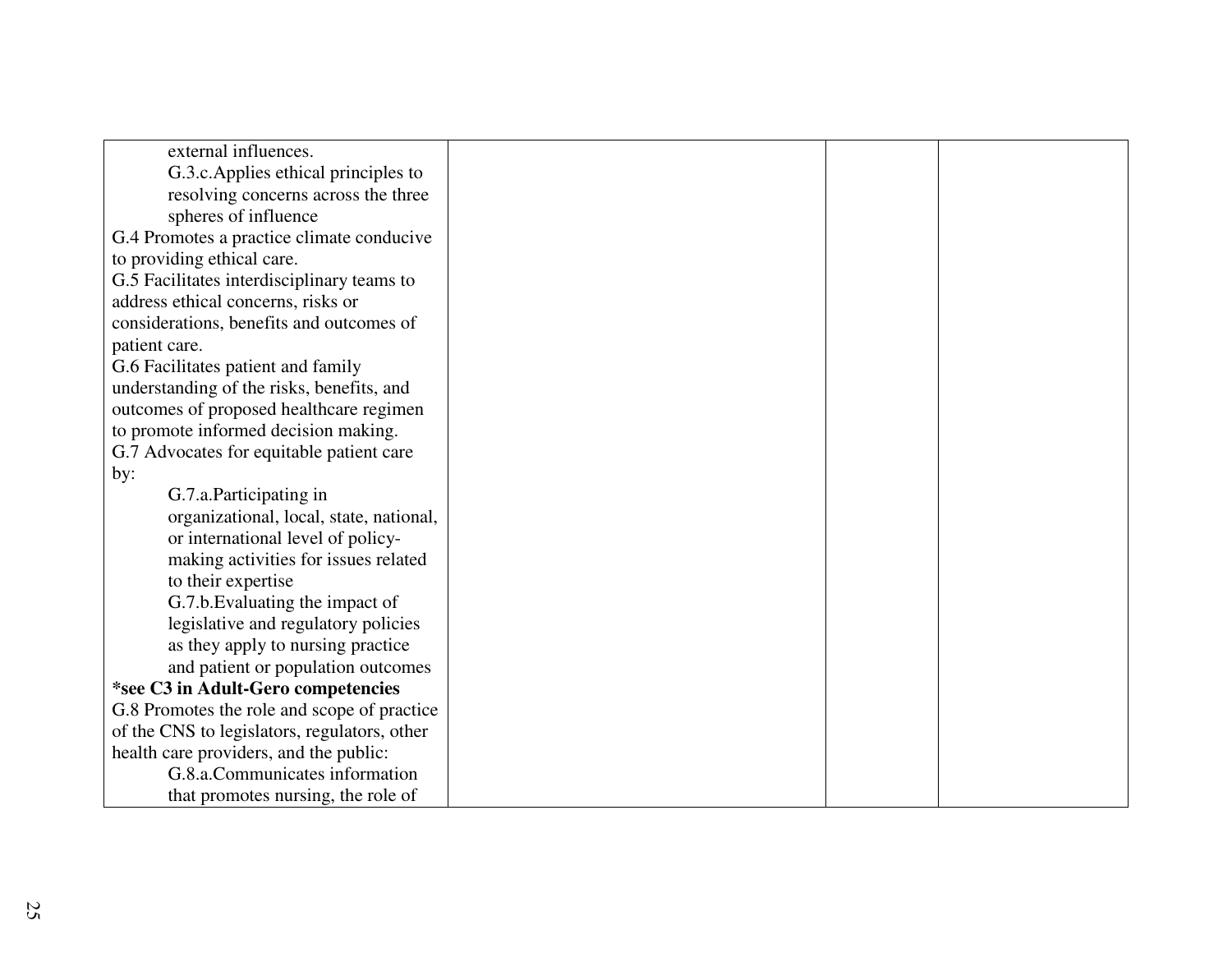| | | | |
|---|---|---|---|
| external influences.<br>G.3.c.Applies ethical principles to resolving concerns across the three spheres of influence<br>G.4 Promotes a practice climate conducive to providing ethical care.<br>G.5 Facilitates interdisciplinary teams to address ethical concerns, risks or considerations, benefits and outcomes of patient care.<br>G.6 Facilitates patient and family understanding of the risks, benefits, and outcomes of proposed healthcare regimen to promote informed decision making.<br>G.7 Advocates for equitable patient care by:<br>G.7.a.Participating in organizational, local, state, national, or international level of policy-making activities for issues related to their expertise<br>G.7.b.Evaluating the impact of legislative and regulatory policies as they apply to nursing practice and patient or population outcomes<br>**\*see C3 in Adult-Gero competencies**<br>G.8 Promotes the role and scope of practice of the CNS to legislators, regulators, other health care providers, and the public:<br>G.8.a.Communicates information that promotes nursing, the role of | | | |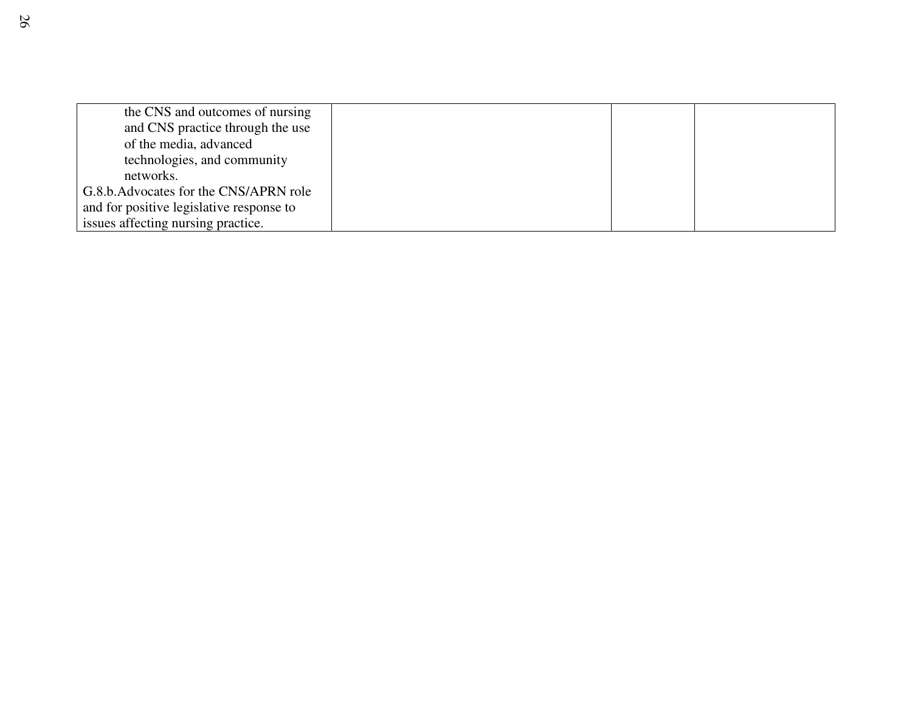| | | | |
|---|---|---|---|
| the CNS and outcomes of nursing and CNS practice through the use of the media, advanced technologies, and community networks.<br>G.8.b.Advocates for the CNS/APRN role and for positive legislative response to issues affecting nursing practice. | | | |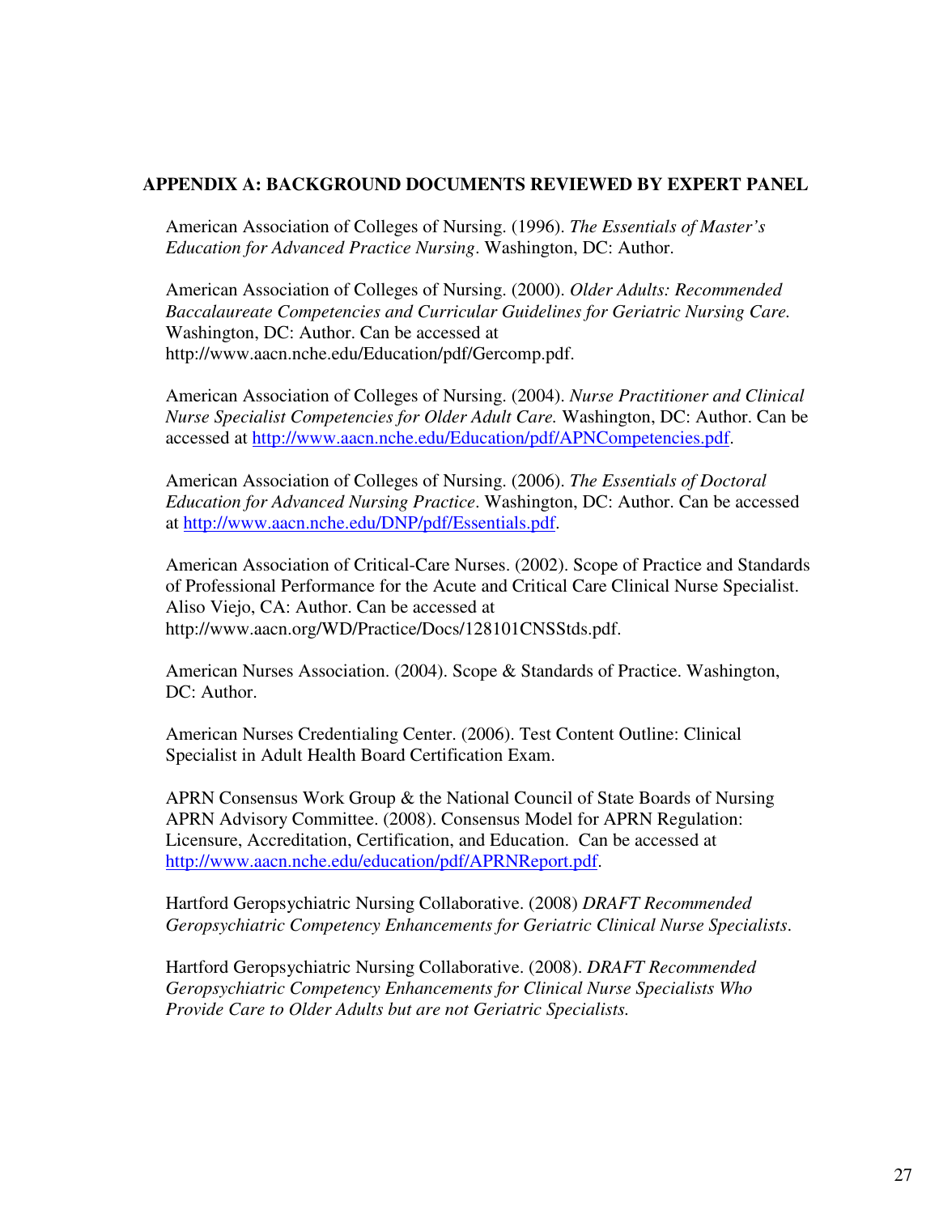## APPENDIX A: BACKGROUND DOCUMENTS REVIEWED BY EXPERT PANEL

American Association of Colleges of Nursing. (1996). *The Essentials of Master's Education for Advanced Practice Nursing*. Washington, DC: Author.

American Association of Colleges of Nursing. (2000). *Older Adults: Recommended Baccalaureate Competencies and Curricular Guidelines for Geriatric Nursing Care.* Washington, DC: Author. Can be accessed at http://www.aacn.nche.edu/Education/pdf/Gercomp.pdf.

American Association of Colleges of Nursing. (2004). *Nurse Practitioner and Clinical Nurse Specialist Competencies for Older Adult Care.* Washington, DC: Author. Can be accessed at http://www.aacn.nche.edu/Education/pdf/APNCompetencies.pdf.

American Association of Colleges of Nursing. (2006). *The Essentials of Doctoral Education for Advanced Nursing Practice*. Washington, DC: Author. Can be accessed at http://www.aacn.nche.edu/DNP/pdf/Essentials.pdf.

American Association of Critical-Care Nurses. (2002). Scope of Practice and Standards of Professional Performance for the Acute and Critical Care Clinical Nurse Specialist. Aliso Viejo, CA: Author. Can be accessed at http://www.aacn.org/WD/Practice/Docs/128101CNSStds.pdf.

American Nurses Association. (2004). Scope & Standards of Practice. Washington, DC: Author.

American Nurses Credentialing Center. (2006). Test Content Outline: Clinical Specialist in Adult Health Board Certification Exam.

APRN Consensus Work Group & the National Council of State Boards of Nursing APRN Advisory Committee. (2008). Consensus Model for APRN Regulation: Licensure, Accreditation, Certification, and Education. Can be accessed at http://www.aacn.nche.edu/education/pdf/APRNReport.pdf.

Hartford Geropsychiatric Nursing Collaborative. (2008) *DRAFT Recommended Geropsychiatric Competency Enhancements for Geriatric Clinical Nurse Specialists*.

Hartford Geropsychiatric Nursing Collaborative. (2008). *DRAFT Recommended Geropsychiatric Competency Enhancements for Clinical Nurse Specialists Who Provide Care to Older Adults but are not Geriatric Specialists.*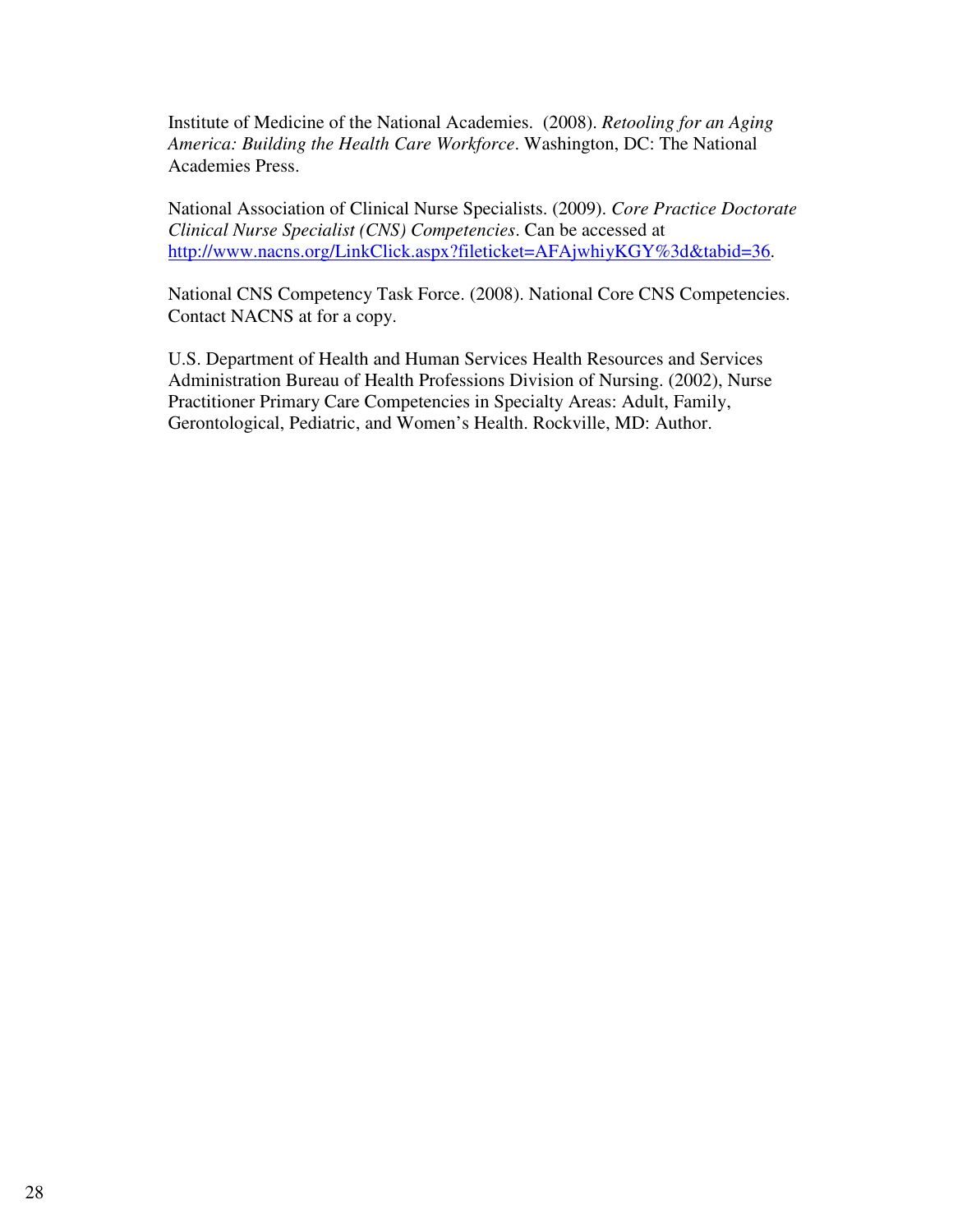Institute of Medicine of the National Academies. (2008). *Retooling for an Aging America: Building the Health Care Workforce*. Washington, DC: The National Academies Press.

National Association of Clinical Nurse Specialists. (2009). *Core Practice Doctorate Clinical Nurse Specialist (CNS) Competencies*. Can be accessed at http://www.nacns.org/LinkClick.aspx?fileticket=AFAjwhiyKGY%3d&tabid=36.

National CNS Competency Task Force. (2008). National Core CNS Competencies. Contact NACNS at for a copy.

U.S. Department of Health and Human Services Health Resources and Services Administration Bureau of Health Professions Division of Nursing. (2002), Nurse Practitioner Primary Care Competencies in Specialty Areas: Adult, Family, Gerontological, Pediatric, and Women's Health. Rockville, MD: Author.